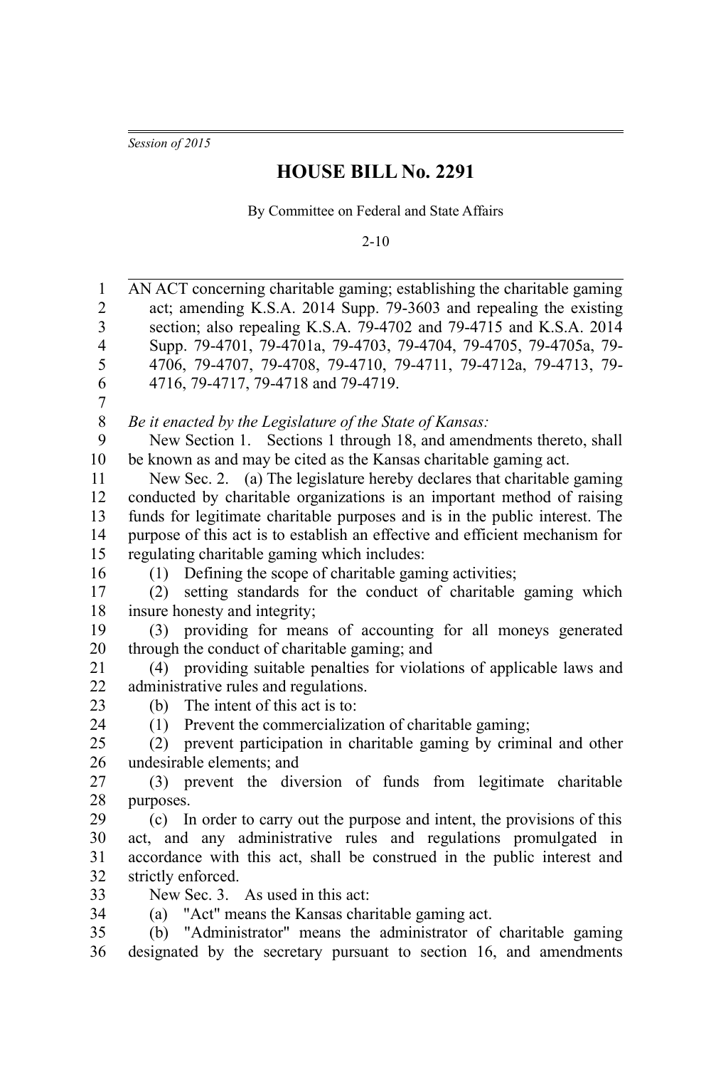*Session of 2015*

# HOUSE BILL No. 2291

By Committee on Federal and State Affairs

2-10

AN ACT concerning charitable gaming; establishing the charitable gaming act; amending K.S.A. 2014 Supp. 79-3603 and repealing the existing section; also repealing K.S.A. 79-4702 and 79-4715 and K.S.A. 2014 Supp. 79-4701, 79-4701a, 79-4703, 79-4704, 79-4705, 79-4705a, 79-4706, 79-4707, 79-4708, 79-4710, 79-4711, 79-4712a, 79-4713, 79-4716, 79-4717, 79-4718 and 79-4719.

*Be it enacted by the Legislature of the State of Kansas:*

New Section 1. Sections 1 through 18, and amendments thereto, shall be known as and may be cited as the Kansas charitable gaming act.

New Sec. 2. (a) The legislature hereby declares that charitable gaming conducted by charitable organizations is an important method of raising funds for legitimate charitable purposes and is in the public interest. The purpose of this act is to establish an effective and efficient mechanism for regulating charitable gaming which includes:

(1) Defining the scope of charitable gaming activities;

(2) setting standards for the conduct of charitable gaming which insure honesty and integrity;

(3) providing for means of accounting for all moneys generated through the conduct of charitable gaming; and

(4) providing suitable penalties for violations of applicable laws and administrative rules and regulations.

(b) The intent of this act is to:

(1) Prevent the commercialization of charitable gaming;

(2) prevent participation in charitable gaming by criminal and other undesirable elements; and

(3) prevent the diversion of funds from legitimate charitable purposes.

(c) In order to carry out the purpose and intent, the provisions of this act, and any administrative rules and regulations promulgated in accordance with this act, shall be construed in the public interest and strictly enforced.

New Sec. 3. As used in this act:

(a) "Act" means the Kansas charitable gaming act.

(b) "Administrator" means the administrator of charitable gaming designated by the secretary pursuant to section 16, and amendments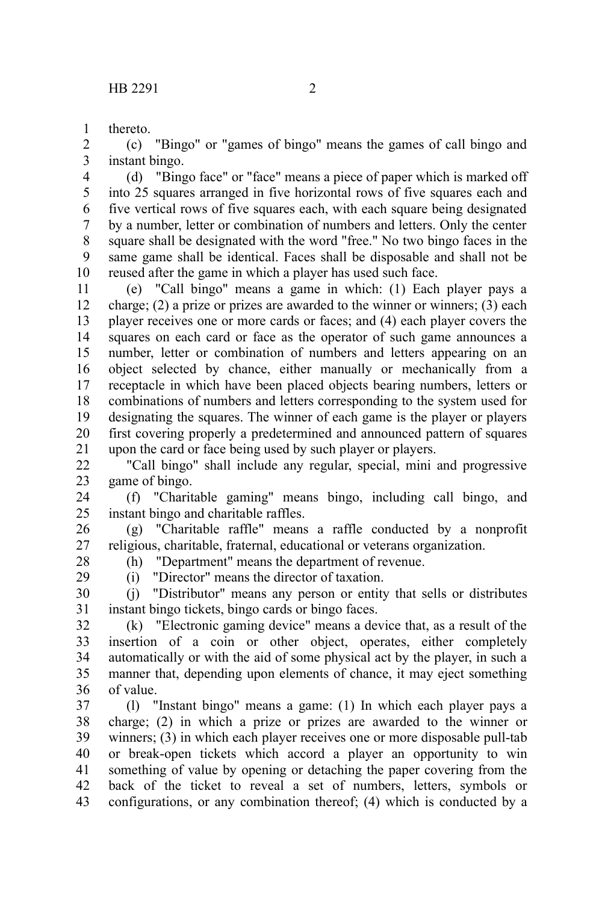thereto.

(c) "Bingo" or "games of bingo" means the games of call bingo and instant bingo.

(d) "Bingo face" or "face" means a piece of paper which is marked off into 25 squares arranged in five horizontal rows of five squares each and five vertical rows of five squares each, with each square being designated by a number, letter or combination of numbers and letters. Only the center square shall be designated with the word "free." No two bingo faces in the same game shall be identical. Faces shall be disposable and shall not be reused after the game in which a player has used such face.

(e) "Call bingo" means a game in which: (1) Each player pays a charge; (2) a prize or prizes are awarded to the winner or winners; (3) each player receives one or more cards or faces; and (4) each player covers the squares on each card or face as the operator of such game announces a number, letter or combination of numbers and letters appearing on an object selected by chance, either manually or mechanically from a receptacle in which have been placed objects bearing numbers, letters or combinations of numbers and letters corresponding to the system used for designating the squares. The winner of each game is the player or players first covering properly a predetermined and announced pattern of squares upon the card or face being used by such player or players.

"Call bingo" shall include any regular, special, mini and progressive game of bingo.

(f) "Charitable gaming" means bingo, including call bingo, and instant bingo and charitable raffles.

(g) "Charitable raffle" means a raffle conducted by a nonprofit religious, charitable, fraternal, educational or veterans organization.

(h) "Department" means the department of revenue.

(i) "Director" means the director of taxation.

(j) "Distributor" means any person or entity that sells or distributes instant bingo tickets, bingo cards or bingo faces.

(k) "Electronic gaming device" means a device that, as a result of the insertion of a coin or other object, operates, either completely automatically or with the aid of some physical act by the player, in such a manner that, depending upon elements of chance, it may eject something of value.

(l) "Instant bingo" means a game: (1) In which each player pays a charge; (2) in which a prize or prizes are awarded to the winner or winners; (3) in which each player receives one or more disposable pull-tab or break-open tickets which accord a player an opportunity to win something of value by opening or detaching the paper covering from the back of the ticket to reveal a set of numbers, letters, symbols or configurations, or any combination thereof; (4) which is conducted by a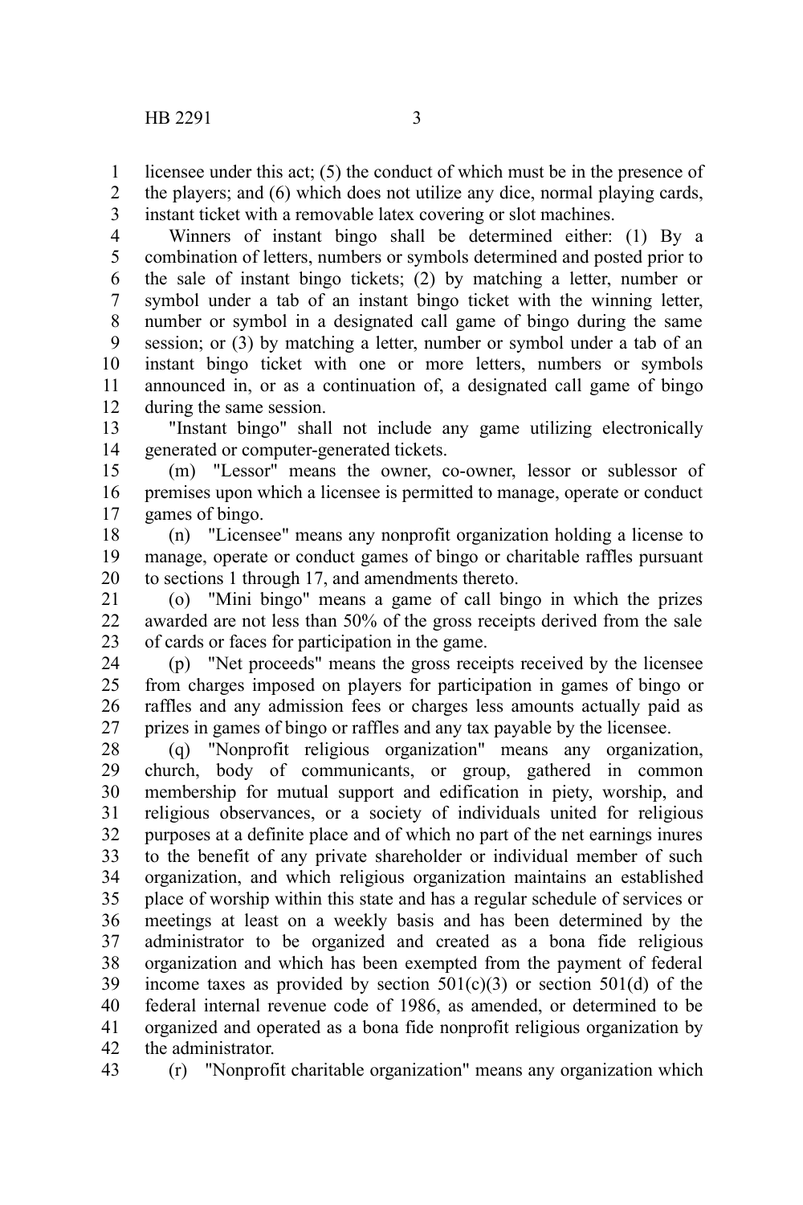licensee under this act; (5) the conduct of which must be in the presence of the players; and (6) which does not utilize any dice, normal playing cards, instant ticket with a removable latex covering or slot machines.

Winners of instant bingo shall be determined either: (1) By a combination of letters, numbers or symbols determined and posted prior to the sale of instant bingo tickets; (2) by matching a letter, number or symbol under a tab of an instant bingo ticket with the winning letter, number or symbol in a designated call game of bingo during the same session; or (3) by matching a letter, number or symbol under a tab of an instant bingo ticket with one or more letters, numbers or symbols announced in, or as a continuation of, a designated call game of bingo during the same session.

"Instant bingo" shall not include any game utilizing electronically generated or computer-generated tickets.

(m) "Lessor" means the owner, co-owner, lessor or sublessor of premises upon which a licensee is permitted to manage, operate or conduct games of bingo.

(n) "Licensee" means any nonprofit organization holding a license to manage, operate or conduct games of bingo or charitable raffles pursuant to sections 1 through 17, and amendments thereto.

(o) "Mini bingo" means a game of call bingo in which the prizes awarded are not less than 50% of the gross receipts derived from the sale of cards or faces for participation in the game.

(p) "Net proceeds" means the gross receipts received by the licensee from charges imposed on players for participation in games of bingo or raffles and any admission fees or charges less amounts actually paid as prizes in games of bingo or raffles and any tax payable by the licensee.

(q) "Nonprofit religious organization" means any organization, church, body of communicants, or group, gathered in common membership for mutual support and edification in piety, worship, and religious observances, or a society of individuals united for religious purposes at a definite place and of which no part of the net earnings inures to the benefit of any private shareholder or individual member of such organization, and which religious organization maintains an established place of worship within this state and has a regular schedule of services or meetings at least on a weekly basis and has been determined by the administrator to be organized and created as a bona fide religious organization and which has been exempted from the payment of federal income taxes as provided by section 501(c)(3) or section 501(d) of the federal internal revenue code of 1986, as amended, or determined to be organized and operated as a bona fide nonprofit religious organization by the administrator.

(r) "Nonprofit charitable organization" means any organization which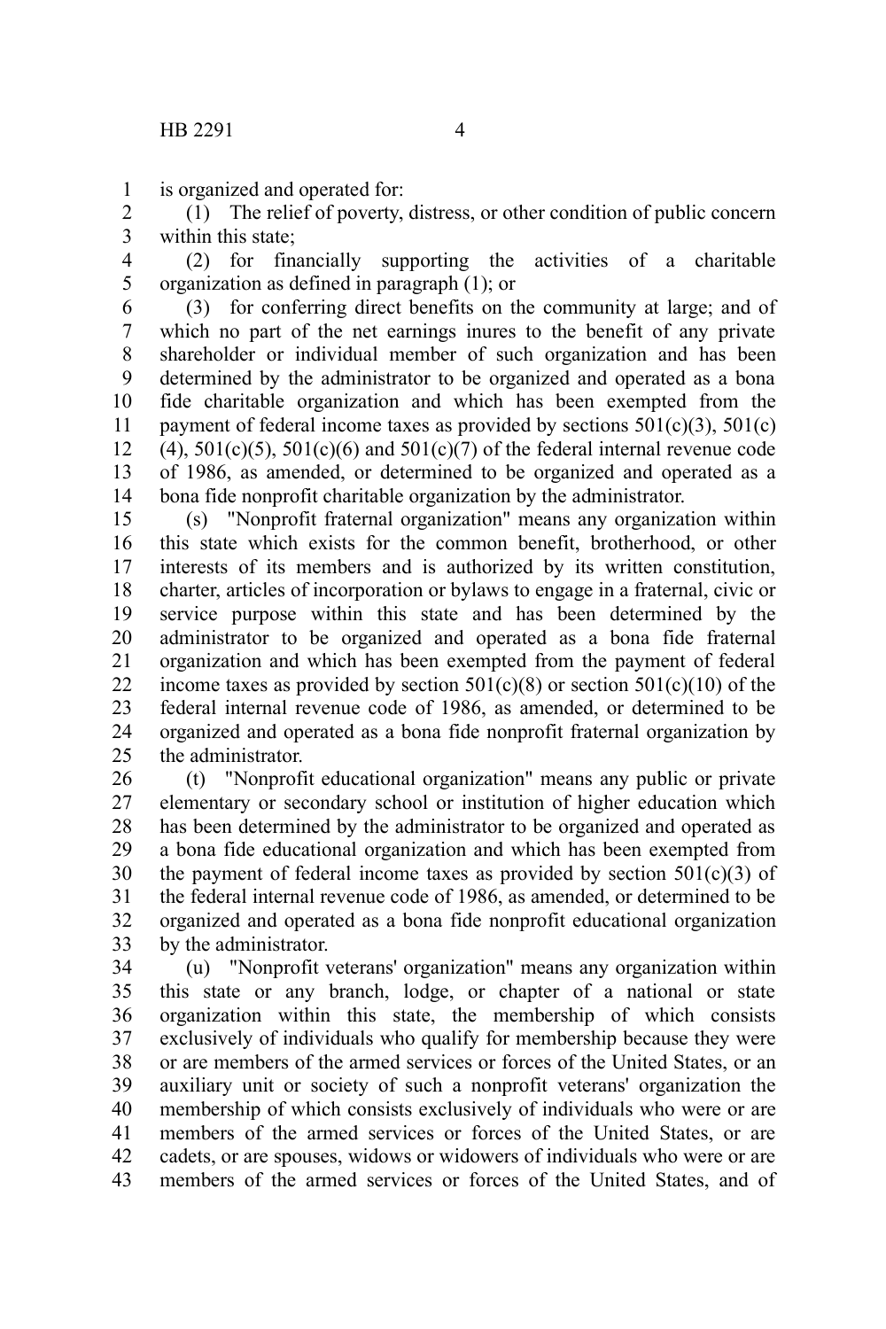is organized and operated for:

(1) The relief of poverty, distress, or other condition of public concern within this state;

(2) for financially supporting the activities of a charitable organization as defined in paragraph (1); or

(3) for conferring direct benefits on the community at large; and of which no part of the net earnings inures to the benefit of any private shareholder or individual member of such organization and has been determined by the administrator to be organized and operated as a bona fide charitable organization and which has been exempted from the payment of federal income taxes as provided by sections 501(c)(3), 501(c)(4), 501(c)(5), 501(c)(6) and 501(c)(7) of the federal internal revenue code of 1986, as amended, or determined to be organized and operated as a bona fide nonprofit charitable organization by the administrator.

(s) "Nonprofit fraternal organization" means any organization within this state which exists for the common benefit, brotherhood, or other interests of its members and is authorized by its written constitution, charter, articles of incorporation or bylaws to engage in a fraternal, civic or service purpose within this state and has been determined by the administrator to be organized and operated as a bona fide fraternal organization and which has been exempted from the payment of federal income taxes as provided by section 501(c)(8) or section 501(c)(10) of the federal internal revenue code of 1986, as amended, or determined to be organized and operated as a bona fide nonprofit fraternal organization by the administrator.

(t) "Nonprofit educational organization" means any public or private elementary or secondary school or institution of higher education which has been determined by the administrator to be organized and operated as a bona fide educational organization and which has been exempted from the payment of federal income taxes as provided by section 501(c)(3) of the federal internal revenue code of 1986, as amended, or determined to be organized and operated as a bona fide nonprofit educational organization by the administrator.

(u) "Nonprofit veterans' organization" means any organization within this state or any branch, lodge, or chapter of a national or state organization within this state, the membership of which consists exclusively of individuals who qualify for membership because they were or are members of the armed services or forces of the United States, or an auxiliary unit or society of such a nonprofit veterans' organization the membership of which consists exclusively of individuals who were or are members of the armed services or forces of the United States, or are cadets, or are spouses, widows or widowers of individuals who were or are members of the armed services or forces of the United States, and of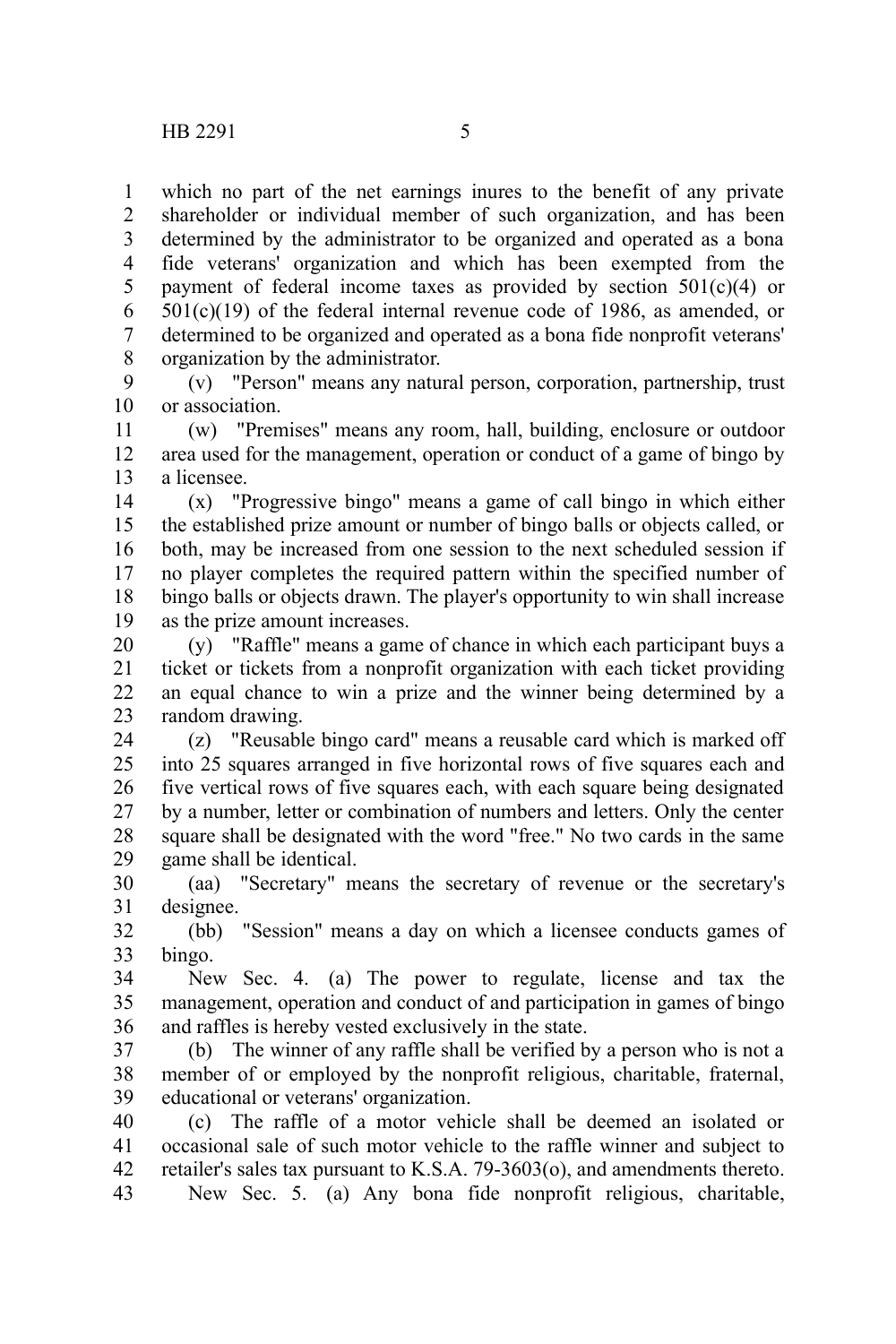which no part of the net earnings inures to the benefit of any private shareholder or individual member of such organization, and has been determined by the administrator to be organized and operated as a bona fide veterans' organization and which has been exempted from the payment of federal income taxes as provided by section 501(c)(4) or 501(c)(19) of the federal internal revenue code of 1986, as amended, or determined to be organized and operated as a bona fide nonprofit veterans' organization by the administrator.

(v) "Person" means any natural person, corporation, partnership, trust or association.

(w) "Premises" means any room, hall, building, enclosure or outdoor area used for the management, operation or conduct of a game of bingo by a licensee.

(x) "Progressive bingo" means a game of call bingo in which either the established prize amount or number of bingo balls or objects called, or both, may be increased from one session to the next scheduled session if no player completes the required pattern within the specified number of bingo balls or objects drawn. The player's opportunity to win shall increase as the prize amount increases.

(y) "Raffle" means a game of chance in which each participant buys a ticket or tickets from a nonprofit organization with each ticket providing an equal chance to win a prize and the winner being determined by a random drawing.

(z) "Reusable bingo card" means a reusable card which is marked off into 25 squares arranged in five horizontal rows of five squares each and five vertical rows of five squares each, with each square being designated by a number, letter or combination of numbers and letters. Only the center square shall be designated with the word "free." No two cards in the same game shall be identical.

(aa) "Secretary" means the secretary of revenue or the secretary's designee.

(bb) "Session" means a day on which a licensee conducts games of bingo.

New Sec. 4. (a) The power to regulate, license and tax the management, operation and conduct of and participation in games of bingo and raffles is hereby vested exclusively in the state.

(b) The winner of any raffle shall be verified by a person who is not a member of or employed by the nonprofit religious, charitable, fraternal, educational or veterans' organization.

(c) The raffle of a motor vehicle shall be deemed an isolated or occasional sale of such motor vehicle to the raffle winner and subject to retailer's sales tax pursuant to K.S.A. 79-3603(o), and amendments thereto.

New Sec. 5. (a) Any bona fide nonprofit religious, charitable,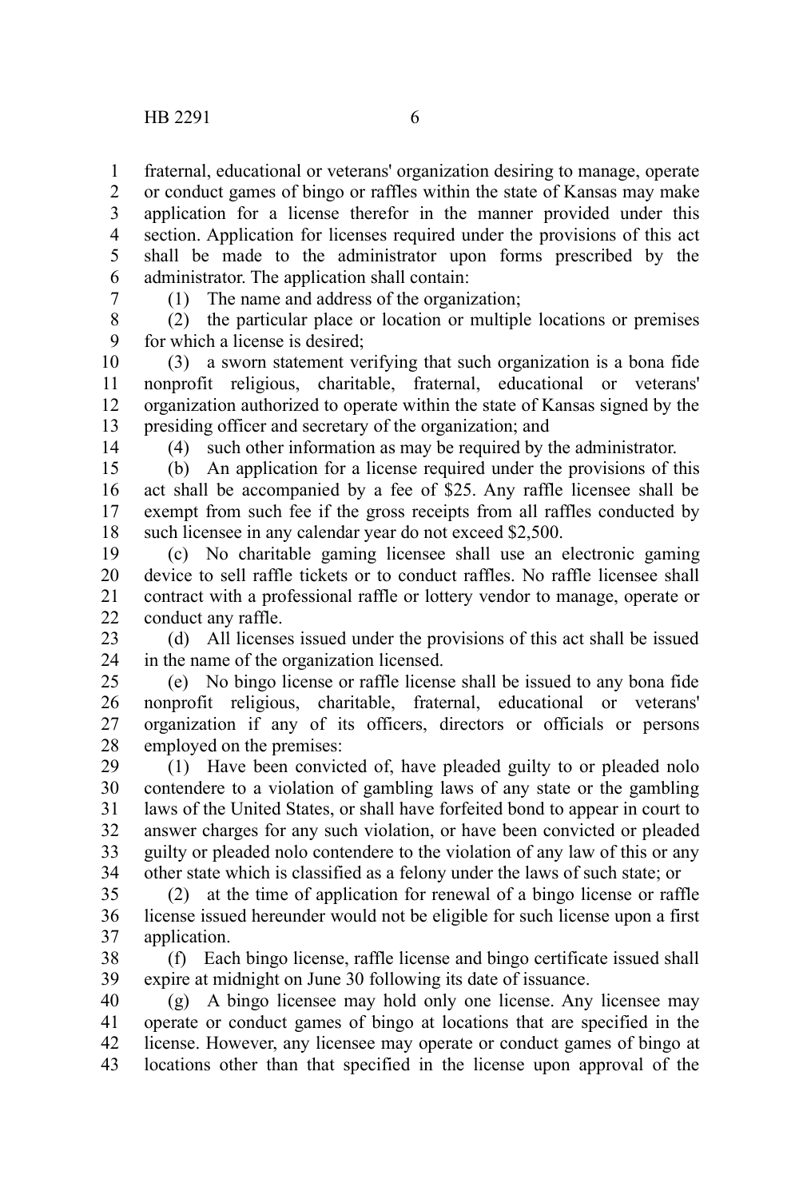fraternal, educational or veterans' organization desiring to manage, operate or conduct games of bingo or raffles within the state of Kansas may make application for a license therefor in the manner provided under this section. Application for licenses required under the provisions of this act shall be made to the administrator upon forms prescribed by the administrator. The application shall contain:

(1) The name and address of the organization;

(2) the particular place or location or multiple locations or premises for which a license is desired;

(3) a sworn statement verifying that such organization is a bona fide nonprofit religious, charitable, fraternal, educational or veterans' organization authorized to operate within the state of Kansas signed by the presiding officer and secretary of the organization; and

(4) such other information as may be required by the administrator.

(b) An application for a license required under the provisions of this act shall be accompanied by a fee of $25. Any raffle licensee shall be exempt from such fee if the gross receipts from all raffles conducted by such licensee in any calendar year do not exceed $2,500.

(c) No charitable gaming licensee shall use an electronic gaming device to sell raffle tickets or to conduct raffles. No raffle licensee shall contract with a professional raffle or lottery vendor to manage, operate or conduct any raffle.

(d) All licenses issued under the provisions of this act shall be issued in the name of the organization licensed.

(e) No bingo license or raffle license shall be issued to any bona fide nonprofit religious, charitable, fraternal, educational or veterans' organization if any of its officers, directors or officials or persons employed on the premises:

(1) Have been convicted of, have pleaded guilty to or pleaded nolo contendere to a violation of gambling laws of any state or the gambling laws of the United States, or shall have forfeited bond to appear in court to answer charges for any such violation, or have been convicted or pleaded guilty or pleaded nolo contendere to the violation of any law of this or any other state which is classified as a felony under the laws of such state; or

(2) at the time of application for renewal of a bingo license or raffle license issued hereunder would not be eligible for such license upon a first application.

(f) Each bingo license, raffle license and bingo certificate issued shall expire at midnight on June 30 following its date of issuance.

(g) A bingo licensee may hold only one license. Any licensee may operate or conduct games of bingo at locations that are specified in the license. However, any licensee may operate or conduct games of bingo at locations other than that specified in the license upon approval of the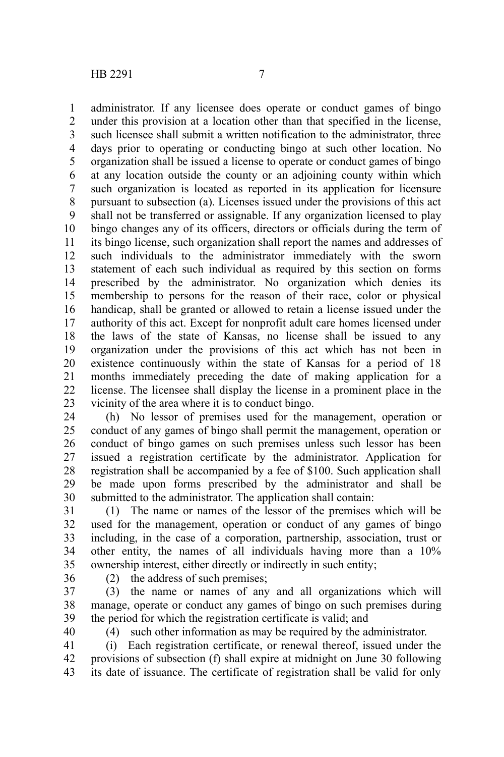administrator. If any licensee does operate or conduct games of bingo under this provision at a location other than that specified in the license, such licensee shall submit a written notification to the administrator, three days prior to operating or conducting bingo at such other location. No organization shall be issued a license to operate or conduct games of bingo at any location outside the county or an adjoining county within which such organization is located as reported in its application for licensure pursuant to subsection (a). Licenses issued under the provisions of this act shall not be transferred or assignable. If any organization licensed to play bingo changes any of its officers, directors or officials during the term of its bingo license, such organization shall report the names and addresses of such individuals to the administrator immediately with the sworn statement of each such individual as required by this section on forms prescribed by the administrator. No organization which denies its membership to persons for the reason of their race, color or physical handicap, shall be granted or allowed to retain a license issued under the authority of this act. Except for nonprofit adult care homes licensed under the laws of the state of Kansas, no license shall be issued to any organization under the provisions of this act which has not been in existence continuously within the state of Kansas for a period of 18 months immediately preceding the date of making application for a license. The licensee shall display the license in a prominent place in the vicinity of the area where it is to conduct bingo.

(h) No lessor of premises used for the management, operation or conduct of any games of bingo shall permit the management, operation or conduct of bingo games on such premises unless such lessor has been issued a registration certificate by the administrator. Application for registration shall be accompanied by a fee of $100. Such application shall be made upon forms prescribed by the administrator and shall be submitted to the administrator. The application shall contain:

(1) The name or names of the lessor of the premises which will be used for the management, operation or conduct of any games of bingo including, in the case of a corporation, partnership, association, trust or other entity, the names of all individuals having more than a 10% ownership interest, either directly or indirectly in such entity;

(2) the address of such premises;

(3) the name or names of any and all organizations which will manage, operate or conduct any games of bingo on such premises during the period for which the registration certificate is valid; and

(4) such other information as may be required by the administrator.

(i) Each registration certificate, or renewal thereof, issued under the provisions of subsection (f) shall expire at midnight on June 30 following its date of issuance. The certificate of registration shall be valid for only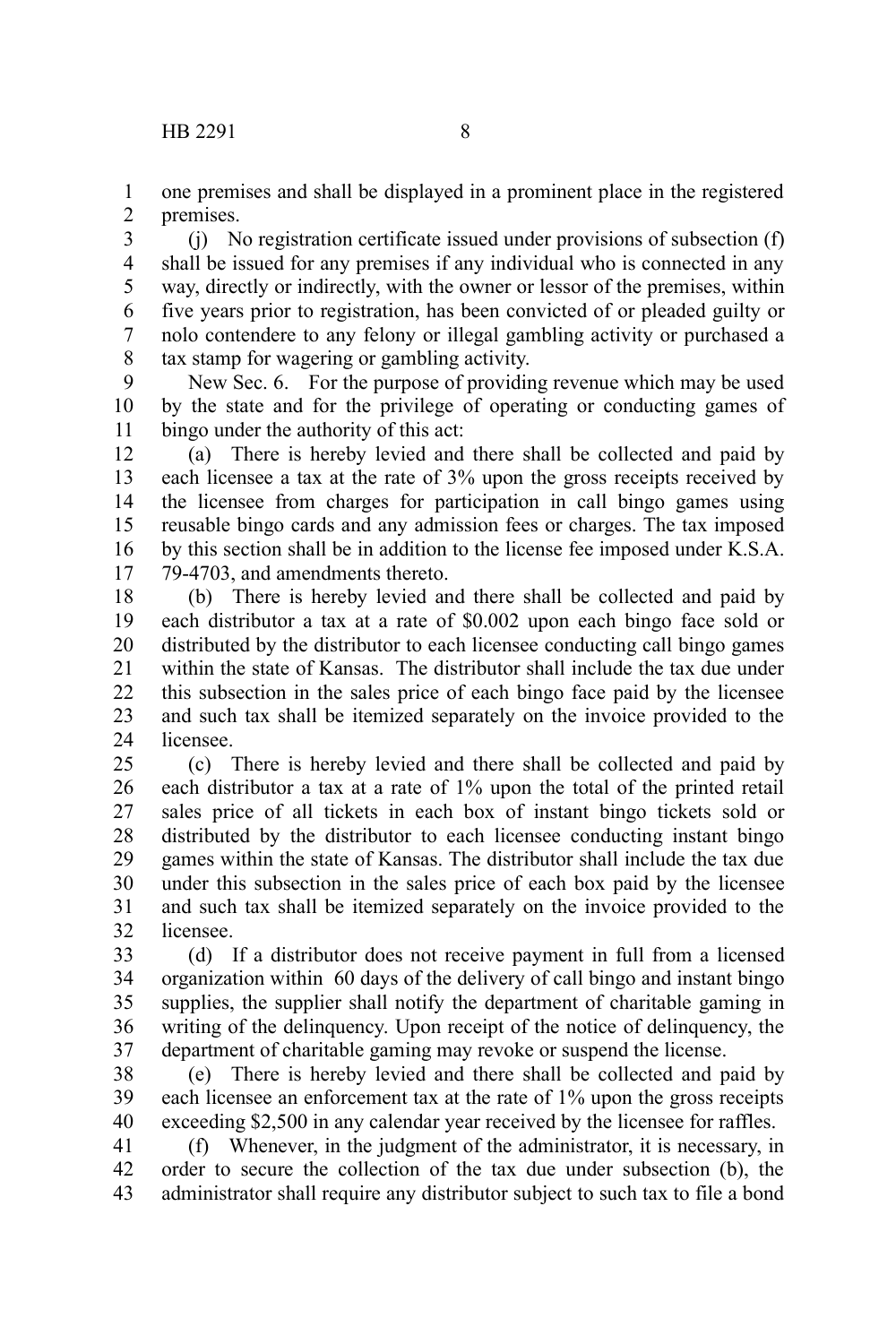one premises and shall be displayed in a prominent place in the registered premises.

(j) No registration certificate issued under provisions of subsection (f) shall be issued for any premises if any individual who is connected in any way, directly or indirectly, with the owner or lessor of the premises, within five years prior to registration, has been convicted of or pleaded guilty or nolo contendere to any felony or illegal gambling activity or purchased a tax stamp for wagering or gambling activity.

New Sec. 6. For the purpose of providing revenue which may be used by the state and for the privilege of operating or conducting games of bingo under the authority of this act:

(a) There is hereby levied and there shall be collected and paid by each licensee a tax at the rate of 3% upon the gross receipts received by the licensee from charges for participation in call bingo games using reusable bingo cards and any admission fees or charges. The tax imposed by this section shall be in addition to the license fee imposed under K.S.A. 79-4703, and amendments thereto.

(b) There is hereby levied and there shall be collected and paid by each distributor a tax at a rate of $0.002 upon each bingo face sold or distributed by the distributor to each licensee conducting call bingo games within the state of Kansas. The distributor shall include the tax due under this subsection in the sales price of each bingo face paid by the licensee and such tax shall be itemized separately on the invoice provided to the licensee.

(c) There is hereby levied and there shall be collected and paid by each distributor a tax at a rate of 1% upon the total of the printed retail sales price of all tickets in each box of instant bingo tickets sold or distributed by the distributor to each licensee conducting instant bingo games within the state of Kansas. The distributor shall include the tax due under this subsection in the sales price of each box paid by the licensee and such tax shall be itemized separately on the invoice provided to the licensee.

(d) If a distributor does not receive payment in full from a licensed organization within 60 days of the delivery of call bingo and instant bingo supplies, the supplier shall notify the department of charitable gaming in writing of the delinquency. Upon receipt of the notice of delinquency, the department of charitable gaming may revoke or suspend the license.

(e) There is hereby levied and there shall be collected and paid by each licensee an enforcement tax at the rate of 1% upon the gross receipts exceeding $2,500 in any calendar year received by the licensee for raffles.

(f) Whenever, in the judgment of the administrator, it is necessary, in order to secure the collection of the tax due under subsection (b), the administrator shall require any distributor subject to such tax to file a bond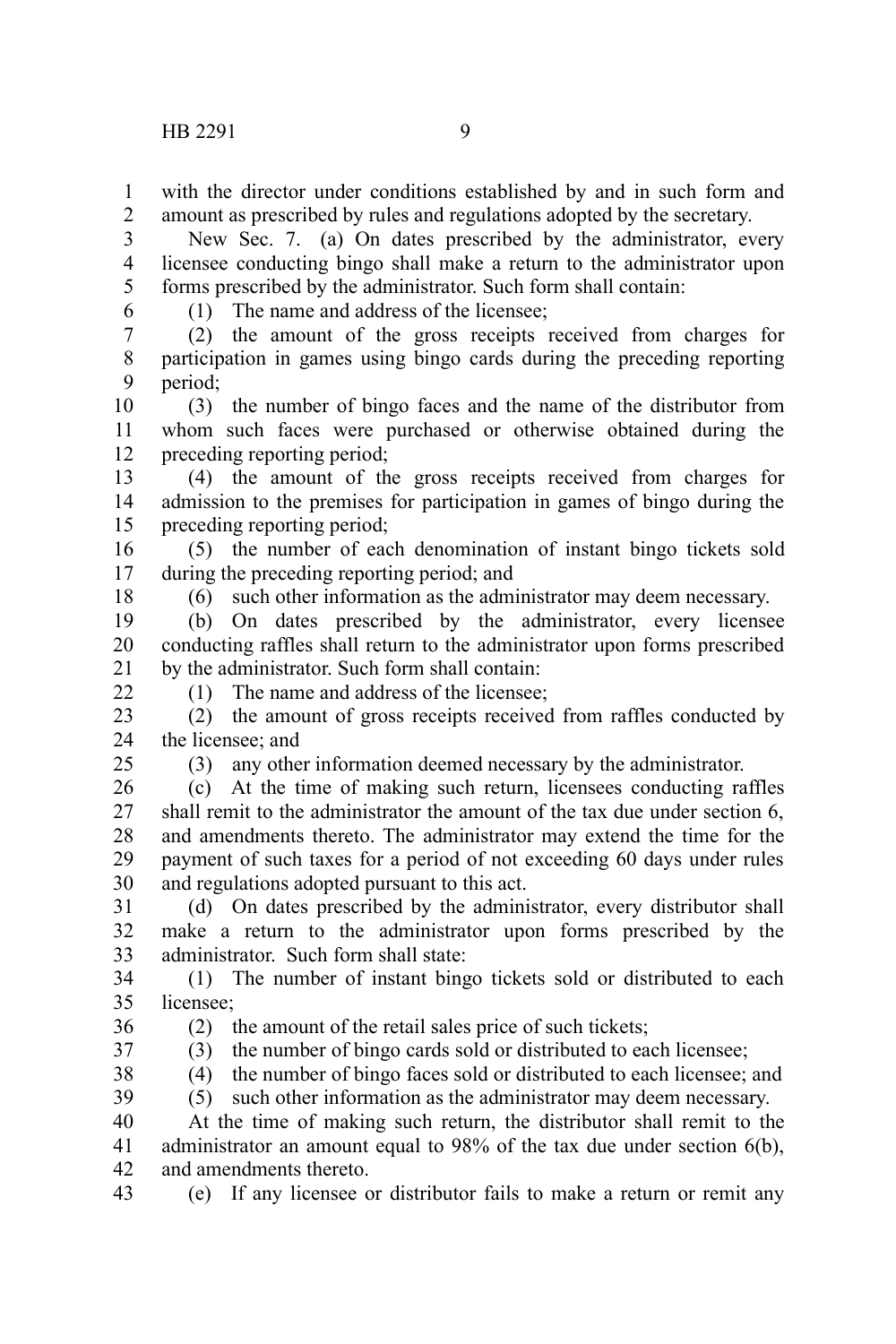with the director under conditions established by and in such form and amount as prescribed by rules and regulations adopted by the secretary.

New Sec. 7. (a) On dates prescribed by the administrator, every licensee conducting bingo shall make a return to the administrator upon forms prescribed by the administrator. Such form shall contain:

(1) The name and address of the licensee;

(2) the amount of the gross receipts received from charges for participation in games using bingo cards during the preceding reporting period;

(3) the number of bingo faces and the name of the distributor from whom such faces were purchased or otherwise obtained during the preceding reporting period;

(4) the amount of the gross receipts received from charges for admission to the premises for participation in games of bingo during the preceding reporting period;

(5) the number of each denomination of instant bingo tickets sold during the preceding reporting period; and

(6) such other information as the administrator may deem necessary.

(b) On dates prescribed by the administrator, every licensee conducting raffles shall return to the administrator upon forms prescribed by the administrator. Such form shall contain:

(1) The name and address of the licensee;

(2) the amount of gross receipts received from raffles conducted by the licensee; and

(3) any other information deemed necessary by the administrator.

(c) At the time of making such return, licensees conducting raffles shall remit to the administrator the amount of the tax due under section 6, and amendments thereto. The administrator may extend the time for the payment of such taxes for a period of not exceeding 60 days under rules and regulations adopted pursuant to this act.

(d) On dates prescribed by the administrator, every distributor shall make a return to the administrator upon forms prescribed by the administrator. Such form shall state:

(1) The number of instant bingo tickets sold or distributed to each licensee;

(2) the amount of the retail sales price of such tickets;

(3) the number of bingo cards sold or distributed to each licensee;

(4) the number of bingo faces sold or distributed to each licensee; and

(5) such other information as the administrator may deem necessary.

At the time of making such return, the distributor shall remit to the administrator an amount equal to 98% of the tax due under section 6(b), and amendments thereto.

(e) If any licensee or distributor fails to make a return or remit any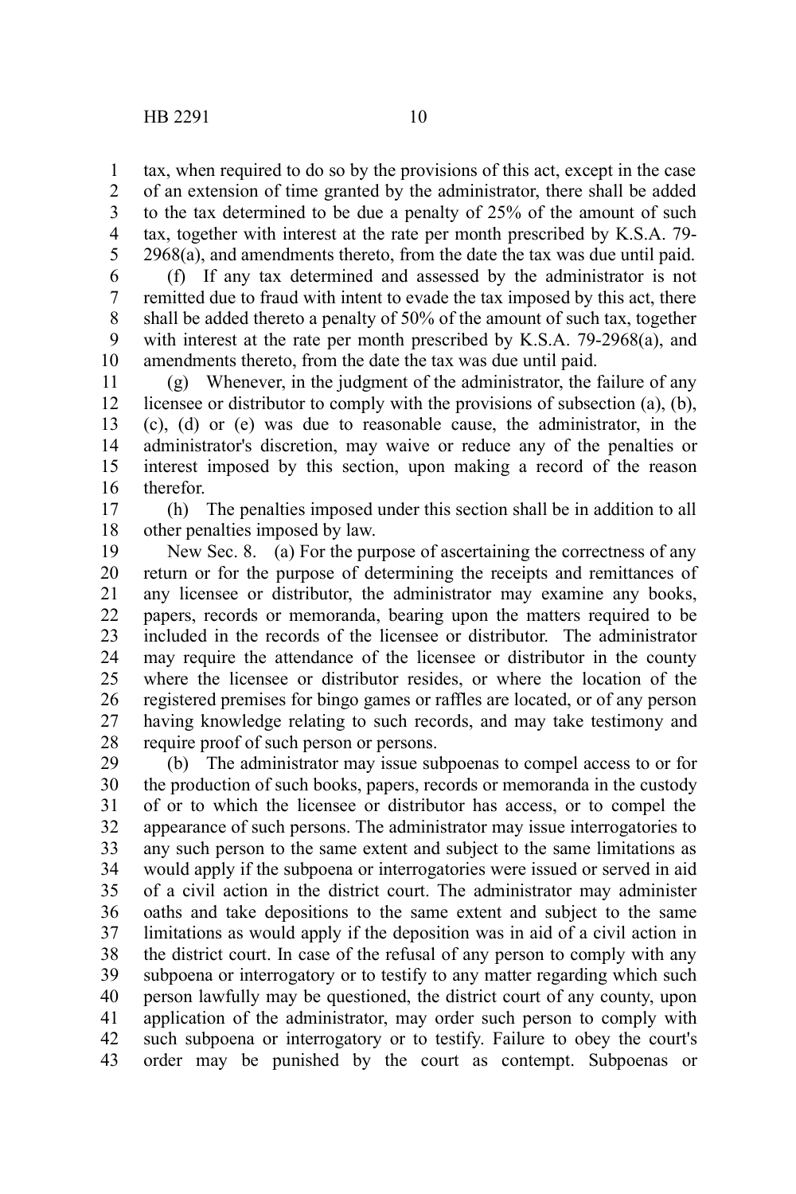tax, when required to do so by the provisions of this act, except in the case of an extension of time granted by the administrator, there shall be added to the tax determined to be due a penalty of 25% of the amount of such tax, together with interest at the rate per month prescribed by K.S.A. 79-2968(a), and amendments thereto, from the date the tax was due until paid.

(f) If any tax determined and assessed by the administrator is not remitted due to fraud with intent to evade the tax imposed by this act, there shall be added thereto a penalty of 50% of the amount of such tax, together with interest at the rate per month prescribed by K.S.A. 79-2968(a), and amendments thereto, from the date the tax was due until paid.

(g) Whenever, in the judgment of the administrator, the failure of any licensee or distributor to comply with the provisions of subsection (a), (b), (c), (d) or (e) was due to reasonable cause, the administrator, in the administrator's discretion, may waive or reduce any of the penalties or interest imposed by this section, upon making a record of the reason therefor.

(h) The penalties imposed under this section shall be in addition to all other penalties imposed by law.

New Sec. 8. (a) For the purpose of ascertaining the correctness of any return or for the purpose of determining the receipts and remittances of any licensee or distributor, the administrator may examine any books, papers, records or memoranda, bearing upon the matters required to be included in the records of the licensee or distributor. The administrator may require the attendance of the licensee or distributor in the county where the licensee or distributor resides, or where the location of the registered premises for bingo games or raffles are located, or of any person having knowledge relating to such records, and may take testimony and require proof of such person or persons.

(b) The administrator may issue subpoenas to compel access to or for the production of such books, papers, records or memoranda in the custody of or to which the licensee or distributor has access, or to compel the appearance of such persons. The administrator may issue interrogatories to any such person to the same extent and subject to the same limitations as would apply if the subpoena or interrogatories were issued or served in aid of a civil action in the district court. The administrator may administer oaths and take depositions to the same extent and subject to the same limitations as would apply if the deposition was in aid of a civil action in the district court. In case of the refusal of any person to comply with any subpoena or interrogatory or to testify to any matter regarding which such person lawfully may be questioned, the district court of any county, upon application of the administrator, may order such person to comply with such subpoena or interrogatory or to testify. Failure to obey the court's order may be punished by the court as contempt. Subpoenas or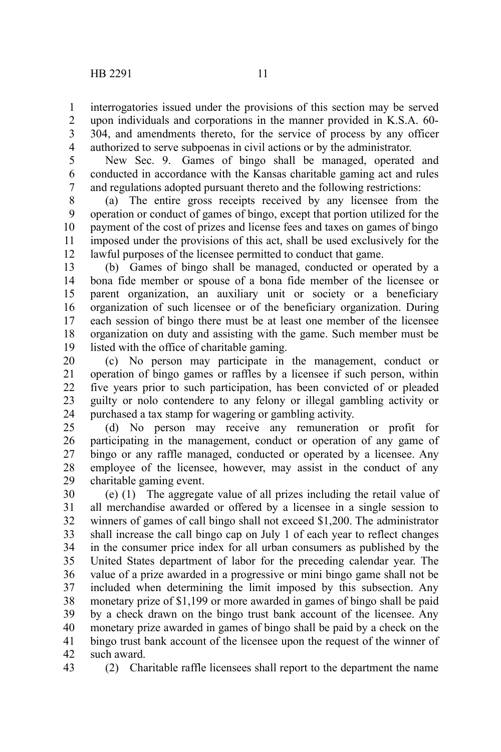interrogatories issued under the provisions of this section may be served upon individuals and corporations in the manner provided in K.S.A. 60-304, and amendments thereto, for the service of process by any officer authorized to serve subpoenas in civil actions or by the administrator.

New Sec. 9. Games of bingo shall be managed, operated and conducted in accordance with the Kansas charitable gaming act and rules and regulations adopted pursuant thereto and the following restrictions:

(a) The entire gross receipts received by any licensee from the operation or conduct of games of bingo, except that portion utilized for the payment of the cost of prizes and license fees and taxes on games of bingo imposed under the provisions of this act, shall be used exclusively for the lawful purposes of the licensee permitted to conduct that game.

(b) Games of bingo shall be managed, conducted or operated by a bona fide member or spouse of a bona fide member of the licensee or parent organization, an auxiliary unit or society or a beneficiary organization of such licensee or of the beneficiary organization. During each session of bingo there must be at least one member of the licensee organization on duty and assisting with the game. Such member must be listed with the office of charitable gaming.

(c) No person may participate in the management, conduct or operation of bingo games or raffles by a licensee if such person, within five years prior to such participation, has been convicted of or pleaded guilty or nolo contendere to any felony or illegal gambling activity or purchased a tax stamp for wagering or gambling activity.

(d) No person may receive any remuneration or profit for participating in the management, conduct or operation of any game of bingo or any raffle managed, conducted or operated by a licensee. Any employee of the licensee, however, may assist in the conduct of any charitable gaming event.

(e) (1) The aggregate value of all prizes including the retail value of all merchandise awarded or offered by a licensee in a single session to winners of games of call bingo shall not exceed $1,200. The administrator shall increase the call bingo cap on July 1 of each year to reflect changes in the consumer price index for all urban consumers as published by the United States department of labor for the preceding calendar year. The value of a prize awarded in a progressive or mini bingo game shall not be included when determining the limit imposed by this subsection. Any monetary prize of $1,199 or more awarded in games of bingo shall be paid by a check drawn on the bingo trust bank account of the licensee. Any monetary prize awarded in games of bingo shall be paid by a check on the bingo trust bank account of the licensee upon the request of the winner of such award.

(2) Charitable raffle licensees shall report to the department the name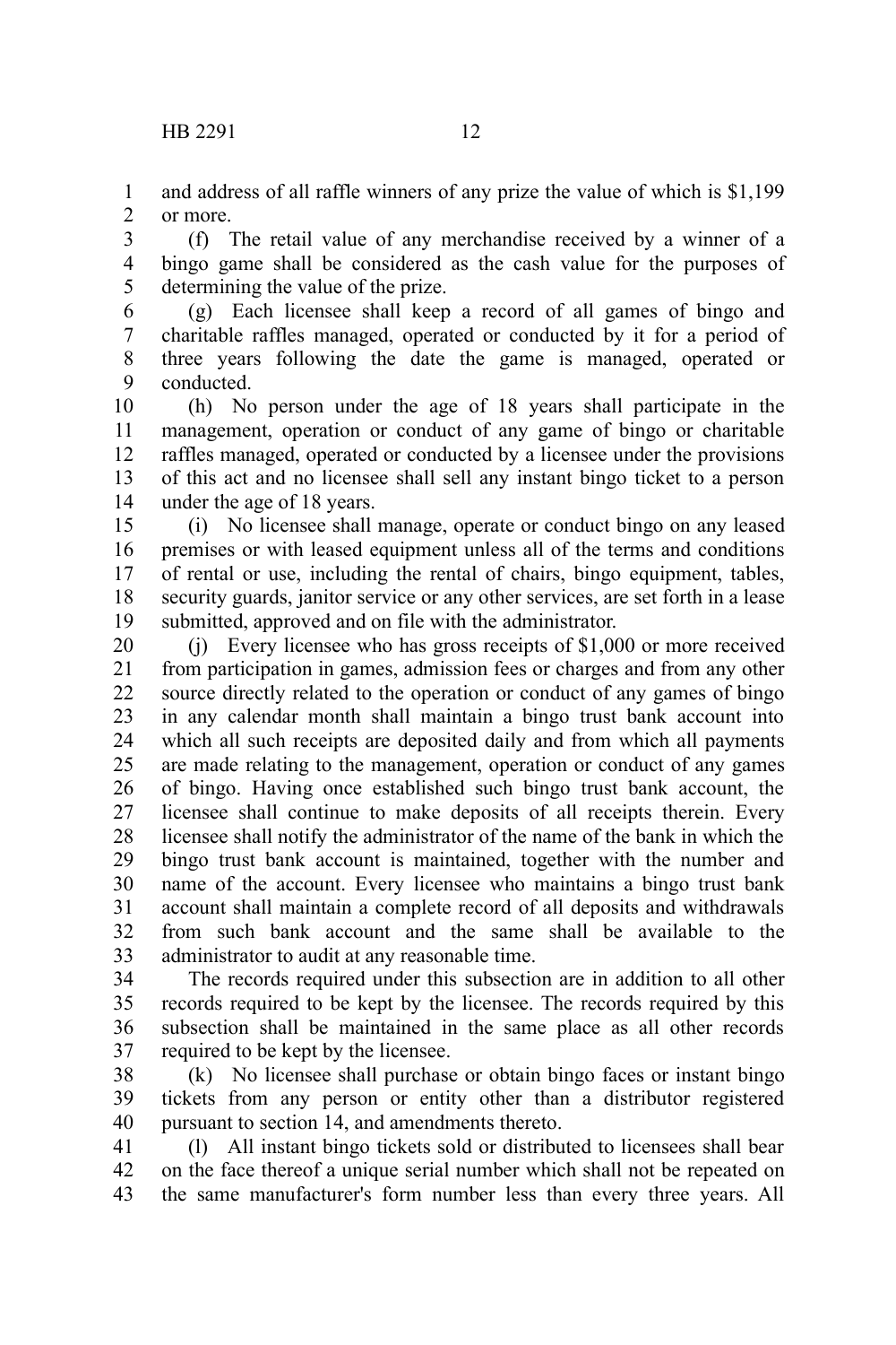and address of all raffle winners of any prize the value of which is $1,199 or more.

(f) The retail value of any merchandise received by a winner of a bingo game shall be considered as the cash value for the purposes of determining the value of the prize.

(g) Each licensee shall keep a record of all games of bingo and charitable raffles managed, operated or conducted by it for a period of three years following the date the game is managed, operated or conducted.

(h) No person under the age of 18 years shall participate in the management, operation or conduct of any game of bingo or charitable raffles managed, operated or conducted by a licensee under the provisions of this act and no licensee shall sell any instant bingo ticket to a person under the age of 18 years.

(i) No licensee shall manage, operate or conduct bingo on any leased premises or with leased equipment unless all of the terms and conditions of rental or use, including the rental of chairs, bingo equipment, tables, security guards, janitor service or any other services, are set forth in a lease submitted, approved and on file with the administrator.

(j) Every licensee who has gross receipts of $1,000 or more received from participation in games, admission fees or charges and from any other source directly related to the operation or conduct of any games of bingo in any calendar month shall maintain a bingo trust bank account into which all such receipts are deposited daily and from which all payments are made relating to the management, operation or conduct of any games of bingo. Having once established such bingo trust bank account, the licensee shall continue to make deposits of all receipts therein. Every licensee shall notify the administrator of the name of the bank in which the bingo trust bank account is maintained, together with the number and name of the account. Every licensee who maintains a bingo trust bank account shall maintain a complete record of all deposits and withdrawals from such bank account and the same shall be available to the administrator to audit at any reasonable time.

The records required under this subsection are in addition to all other records required to be kept by the licensee. The records required by this subsection shall be maintained in the same place as all other records required to be kept by the licensee.

(k) No licensee shall purchase or obtain bingo faces or instant bingo tickets from any person or entity other than a distributor registered pursuant to section 14, and amendments thereto.

(l) All instant bingo tickets sold or distributed to licensees shall bear on the face thereof a unique serial number which shall not be repeated on the same manufacturer's form number less than every three years. All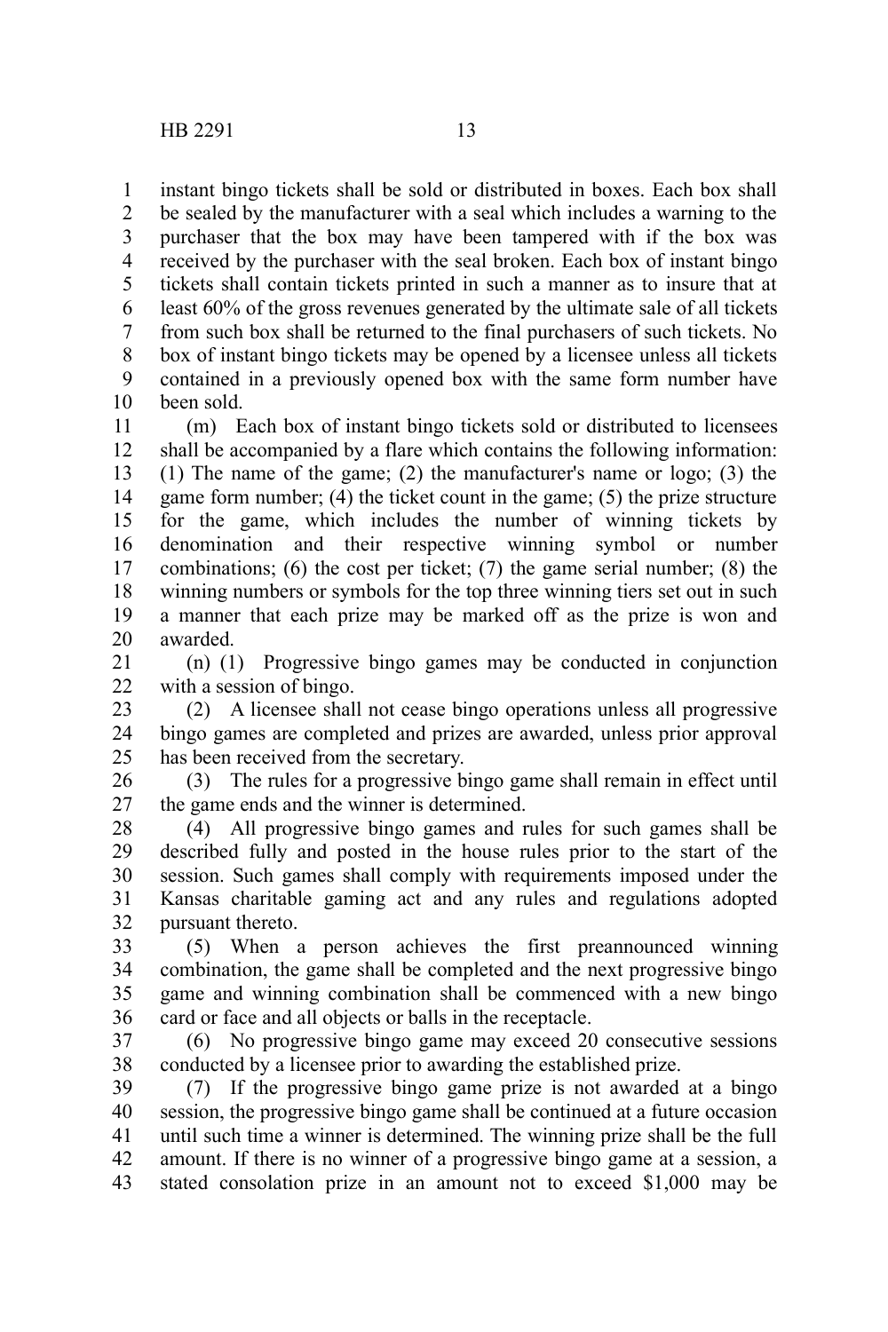instant bingo tickets shall be sold or distributed in boxes. Each box shall be sealed by the manufacturer with a seal which includes a warning to the purchaser that the box may have been tampered with if the box was received by the purchaser with the seal broken. Each box of instant bingo tickets shall contain tickets printed in such a manner as to insure that at least 60% of the gross revenues generated by the ultimate sale of all tickets from such box shall be returned to the final purchasers of such tickets. No box of instant bingo tickets may be opened by a licensee unless all tickets contained in a previously opened box with the same form number have been sold.

(m) Each box of instant bingo tickets sold or distributed to licensees shall be accompanied by a flare which contains the following information: (1) The name of the game; (2) the manufacturer's name or logo; (3) the game form number; (4) the ticket count in the game; (5) the prize structure for the game, which includes the number of winning tickets by denomination and their respective winning symbol or number combinations; (6) the cost per ticket; (7) the game serial number; (8) the winning numbers or symbols for the top three winning tiers set out in such a manner that each prize may be marked off as the prize is won and awarded.

(n) (1) Progressive bingo games may be conducted in conjunction with a session of bingo.

(2) A licensee shall not cease bingo operations unless all progressive bingo games are completed and prizes are awarded, unless prior approval has been received from the secretary.

(3) The rules for a progressive bingo game shall remain in effect until the game ends and the winner is determined.

(4) All progressive bingo games and rules for such games shall be described fully and posted in the house rules prior to the start of the session. Such games shall comply with requirements imposed under the Kansas charitable gaming act and any rules and regulations adopted pursuant thereto.

(5) When a person achieves the first preannounced winning combination, the game shall be completed and the next progressive bingo game and winning combination shall be commenced with a new bingo card or face and all objects or balls in the receptacle.

(6) No progressive bingo game may exceed 20 consecutive sessions conducted by a licensee prior to awarding the established prize.

(7) If the progressive bingo game prize is not awarded at a bingo session, the progressive bingo game shall be continued at a future occasion until such time a winner is determined. The winning prize shall be the full amount. If there is no winner of a progressive bingo game at a session, a stated consolation prize in an amount not to exceed $1,000 may be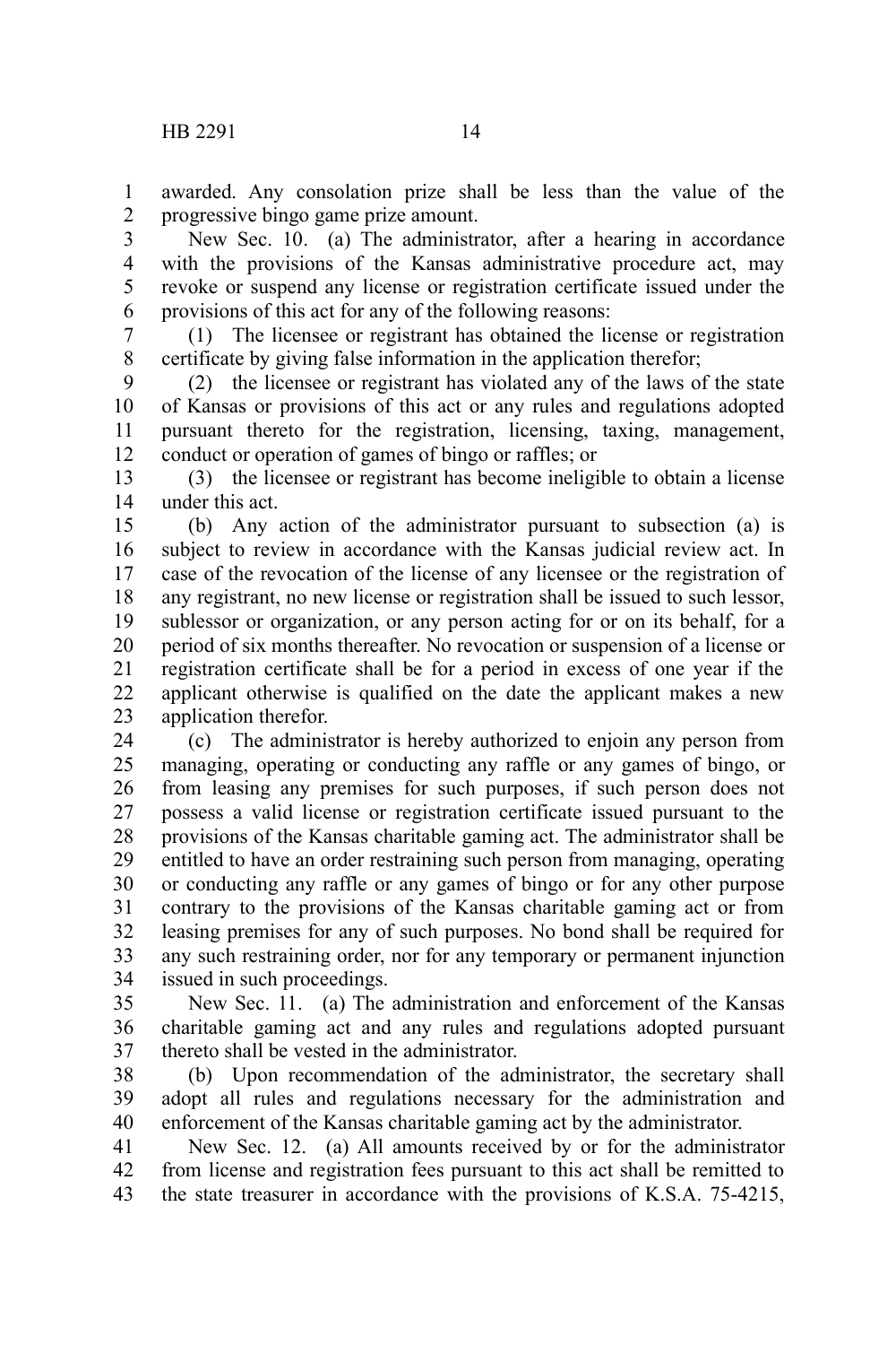awarded. Any consolation prize shall be less than the value of the progressive bingo game prize amount.

New Sec. 10. (a) The administrator, after a hearing in accordance with the provisions of the Kansas administrative procedure act, may revoke or suspend any license or registration certificate issued under the provisions of this act for any of the following reasons:

(1) The licensee or registrant has obtained the license or registration certificate by giving false information in the application therefor;

(2) the licensee or registrant has violated any of the laws of the state of Kansas or provisions of this act or any rules and regulations adopted pursuant thereto for the registration, licensing, taxing, management, conduct or operation of games of bingo or raffles; or

(3) the licensee or registrant has become ineligible to obtain a license under this act.

(b) Any action of the administrator pursuant to subsection (a) is subject to review in accordance with the Kansas judicial review act. In case of the revocation of the license of any licensee or the registration of any registrant, no new license or registration shall be issued to such lessor, sublessor or organization, or any person acting for or on its behalf, for a period of six months thereafter. No revocation or suspension of a license or registration certificate shall be for a period in excess of one year if the applicant otherwise is qualified on the date the applicant makes a new application therefor.

(c) The administrator is hereby authorized to enjoin any person from managing, operating or conducting any raffle or any games of bingo, or from leasing any premises for such purposes, if such person does not possess a valid license or registration certificate issued pursuant to the provisions of the Kansas charitable gaming act. The administrator shall be entitled to have an order restraining such person from managing, operating or conducting any raffle or any games of bingo or for any other purpose contrary to the provisions of the Kansas charitable gaming act or from leasing premises for any of such purposes. No bond shall be required for any such restraining order, nor for any temporary or permanent injunction issued in such proceedings.

New Sec. 11. (a) The administration and enforcement of the Kansas charitable gaming act and any rules and regulations adopted pursuant thereto shall be vested in the administrator.

(b) Upon recommendation of the administrator, the secretary shall adopt all rules and regulations necessary for the administration and enforcement of the Kansas charitable gaming act by the administrator.

New Sec. 12. (a) All amounts received by or for the administrator from license and registration fees pursuant to this act shall be remitted to the state treasurer in accordance with the provisions of K.S.A. 75-4215,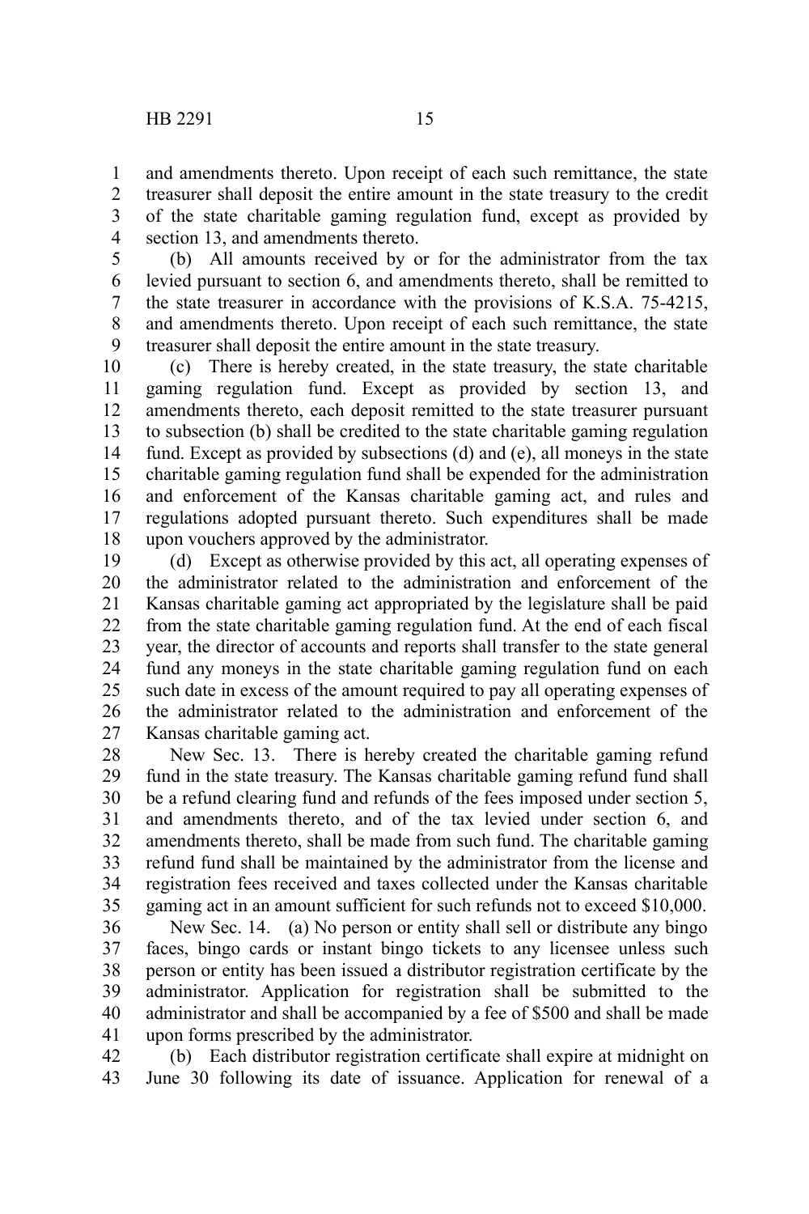and amendments thereto. Upon receipt of each such remittance, the state treasurer shall deposit the entire amount in the state treasury to the credit of the state charitable gaming regulation fund, except as provided by section 13, and amendments thereto.

(b) All amounts received by or for the administrator from the tax levied pursuant to section 6, and amendments thereto, shall be remitted to the state treasurer in accordance with the provisions of K.S.A. 75-4215, and amendments thereto. Upon receipt of each such remittance, the state treasurer shall deposit the entire amount in the state treasury.

(c) There is hereby created, in the state treasury, the state charitable gaming regulation fund. Except as provided by section 13, and amendments thereto, each deposit remitted to the state treasurer pursuant to subsection (b) shall be credited to the state charitable gaming regulation fund. Except as provided by subsections (d) and (e), all moneys in the state charitable gaming regulation fund shall be expended for the administration and enforcement of the Kansas charitable gaming act, and rules and regulations adopted pursuant thereto. Such expenditures shall be made upon vouchers approved by the administrator.

(d) Except as otherwise provided by this act, all operating expenses of the administrator related to the administration and enforcement of the Kansas charitable gaming act appropriated by the legislature shall be paid from the state charitable gaming regulation fund. At the end of each fiscal year, the director of accounts and reports shall transfer to the state general fund any moneys in the state charitable gaming regulation fund on each such date in excess of the amount required to pay all operating expenses of the administrator related to the administration and enforcement of the Kansas charitable gaming act.

New Sec. 13. There is hereby created the charitable gaming refund fund in the state treasury. The Kansas charitable gaming refund fund shall be a refund clearing fund and refunds of the fees imposed under section 5, and amendments thereto, and of the tax levied under section 6, and amendments thereto, shall be made from such fund. The charitable gaming refund fund shall be maintained by the administrator from the license and registration fees received and taxes collected under the Kansas charitable gaming act in an amount sufficient for such refunds not to exceed $10,000.

New Sec. 14. (a) No person or entity shall sell or distribute any bingo faces, bingo cards or instant bingo tickets to any licensee unless such person or entity has been issued a distributor registration certificate by the administrator. Application for registration shall be submitted to the administrator and shall be accompanied by a fee of $500 and shall be made upon forms prescribed by the administrator.

(b) Each distributor registration certificate shall expire at midnight on June 30 following its date of issuance. Application for renewal of a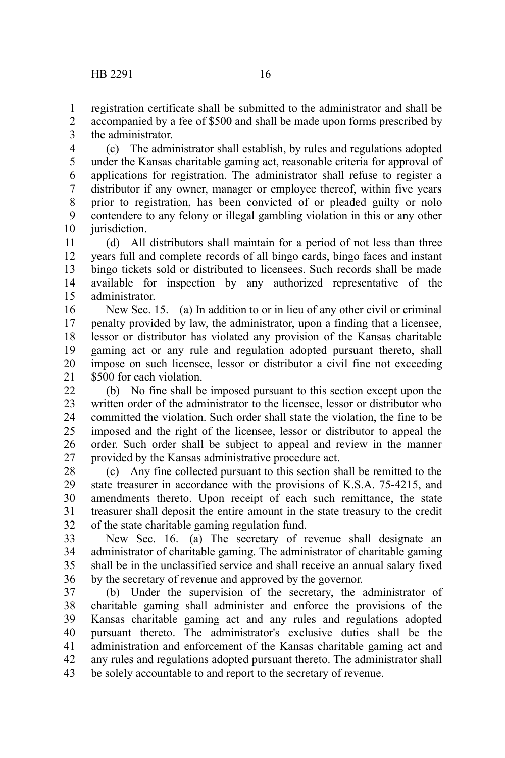registration certificate shall be submitted to the administrator and shall be accompanied by a fee of $500 and shall be made upon forms prescribed by the administrator.

(c) The administrator shall establish, by rules and regulations adopted under the Kansas charitable gaming act, reasonable criteria for approval of applications for registration. The administrator shall refuse to register a distributor if any owner, manager or employee thereof, within five years prior to registration, has been convicted of or pleaded guilty or nolo contendere to any felony or illegal gambling violation in this or any other jurisdiction.

(d) All distributors shall maintain for a period of not less than three years full and complete records of all bingo cards, bingo faces and instant bingo tickets sold or distributed to licensees. Such records shall be made available for inspection by any authorized representative of the administrator.

New Sec. 15. (a) In addition to or in lieu of any other civil or criminal penalty provided by law, the administrator, upon a finding that a licensee, lessor or distributor has violated any provision of the Kansas charitable gaming act or any rule and regulation adopted pursuant thereto, shall impose on such licensee, lessor or distributor a civil fine not exceeding $500 for each violation.

(b) No fine shall be imposed pursuant to this section except upon the written order of the administrator to the licensee, lessor or distributor who committed the violation. Such order shall state the violation, the fine to be imposed and the right of the licensee, lessor or distributor to appeal the order. Such order shall be subject to appeal and review in the manner provided by the Kansas administrative procedure act.

(c) Any fine collected pursuant to this section shall be remitted to the state treasurer in accordance with the provisions of K.S.A. 75-4215, and amendments thereto. Upon receipt of each such remittance, the state treasurer shall deposit the entire amount in the state treasury to the credit of the state charitable gaming regulation fund.

New Sec. 16. (a) The secretary of revenue shall designate an administrator of charitable gaming. The administrator of charitable gaming shall be in the unclassified service and shall receive an annual salary fixed by the secretary of revenue and approved by the governor.

(b) Under the supervision of the secretary, the administrator of charitable gaming shall administer and enforce the provisions of the Kansas charitable gaming act and any rules and regulations adopted pursuant thereto. The administrator's exclusive duties shall be the administration and enforcement of the Kansas charitable gaming act and any rules and regulations adopted pursuant thereto. The administrator shall be solely accountable to and report to the secretary of revenue.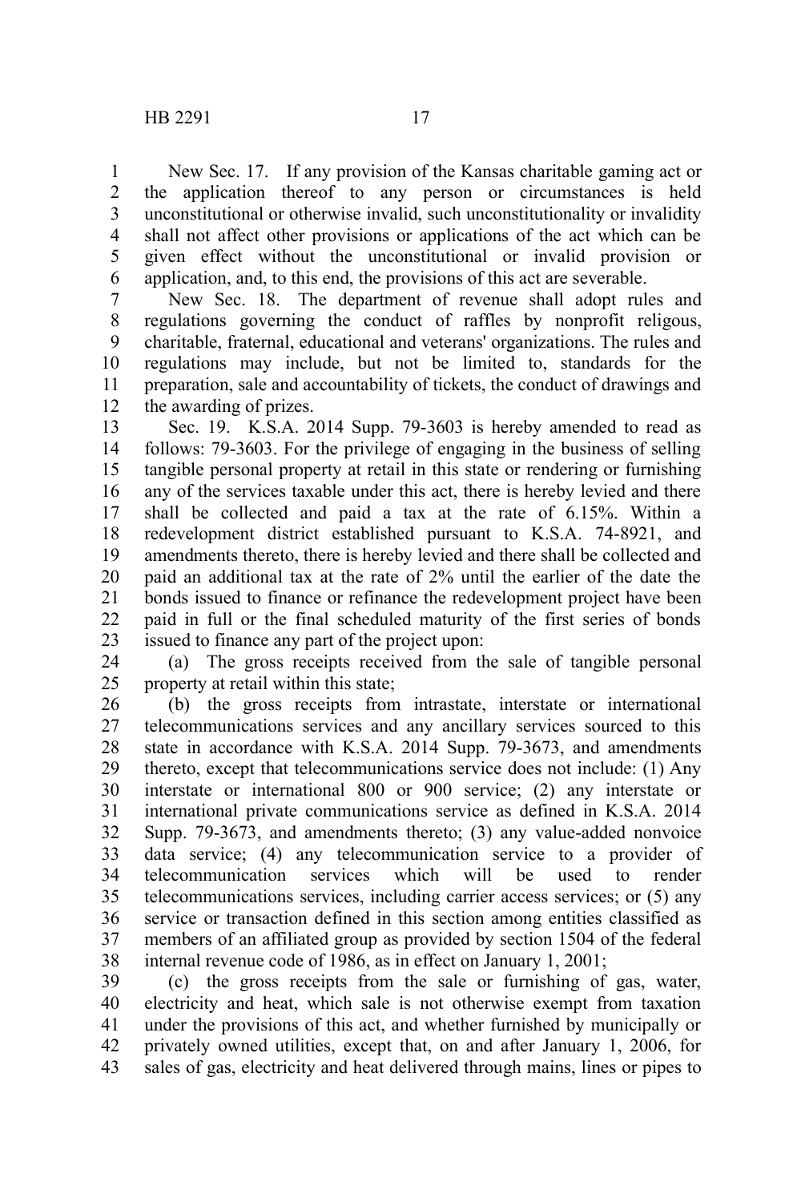New Sec. 17. If any provision of the Kansas charitable gaming act or the application thereof to any person or circumstances is held unconstitutional or otherwise invalid, such unconstitutionality or invalidity shall not affect other provisions or applications of the act which can be given effect without the unconstitutional or invalid provision or application, and, to this end, the provisions of this act are severable.

New Sec. 18. The department of revenue shall adopt rules and regulations governing the conduct of raffles by nonprofit religous, charitable, fraternal, educational and veterans' organizations. The rules and regulations may include, but not be limited to, standards for the preparation, sale and accountability of tickets, the conduct of drawings and the awarding of prizes.

Sec. 19. K.S.A. 2014 Supp. 79-3603 is hereby amended to read as follows: 79-3603. For the privilege of engaging in the business of selling tangible personal property at retail in this state or rendering or furnishing any of the services taxable under this act, there is hereby levied and there shall be collected and paid a tax at the rate of 6.15%. Within a redevelopment district established pursuant to K.S.A. 74-8921, and amendments thereto, there is hereby levied and there shall be collected and paid an additional tax at the rate of 2% until the earlier of the date the bonds issued to finance or refinance the redevelopment project have been paid in full or the final scheduled maturity of the first series of bonds issued to finance any part of the project upon:

(a) The gross receipts received from the sale of tangible personal property at retail within this state;

(b) the gross receipts from intrastate, interstate or international telecommunications services and any ancillary services sourced to this state in accordance with K.S.A. 2014 Supp. 79-3673, and amendments thereto, except that telecommunications service does not include: (1) Any interstate or international 800 or 900 service; (2) any interstate or international private communications service as defined in K.S.A. 2014 Supp. 79-3673, and amendments thereto; (3) any value-added nonvoice data service; (4) any telecommunication service to a provider of telecommunication services which will be used to render telecommunications services, including carrier access services; or (5) any service or transaction defined in this section among entities classified as members of an affiliated group as provided by section 1504 of the federal internal revenue code of 1986, as in effect on January 1, 2001;

(c) the gross receipts from the sale or furnishing of gas, water, electricity and heat, which sale is not otherwise exempt from taxation under the provisions of this act, and whether furnished by municipally or privately owned utilities, except that, on and after January 1, 2006, for sales of gas, electricity and heat delivered through mains, lines or pipes to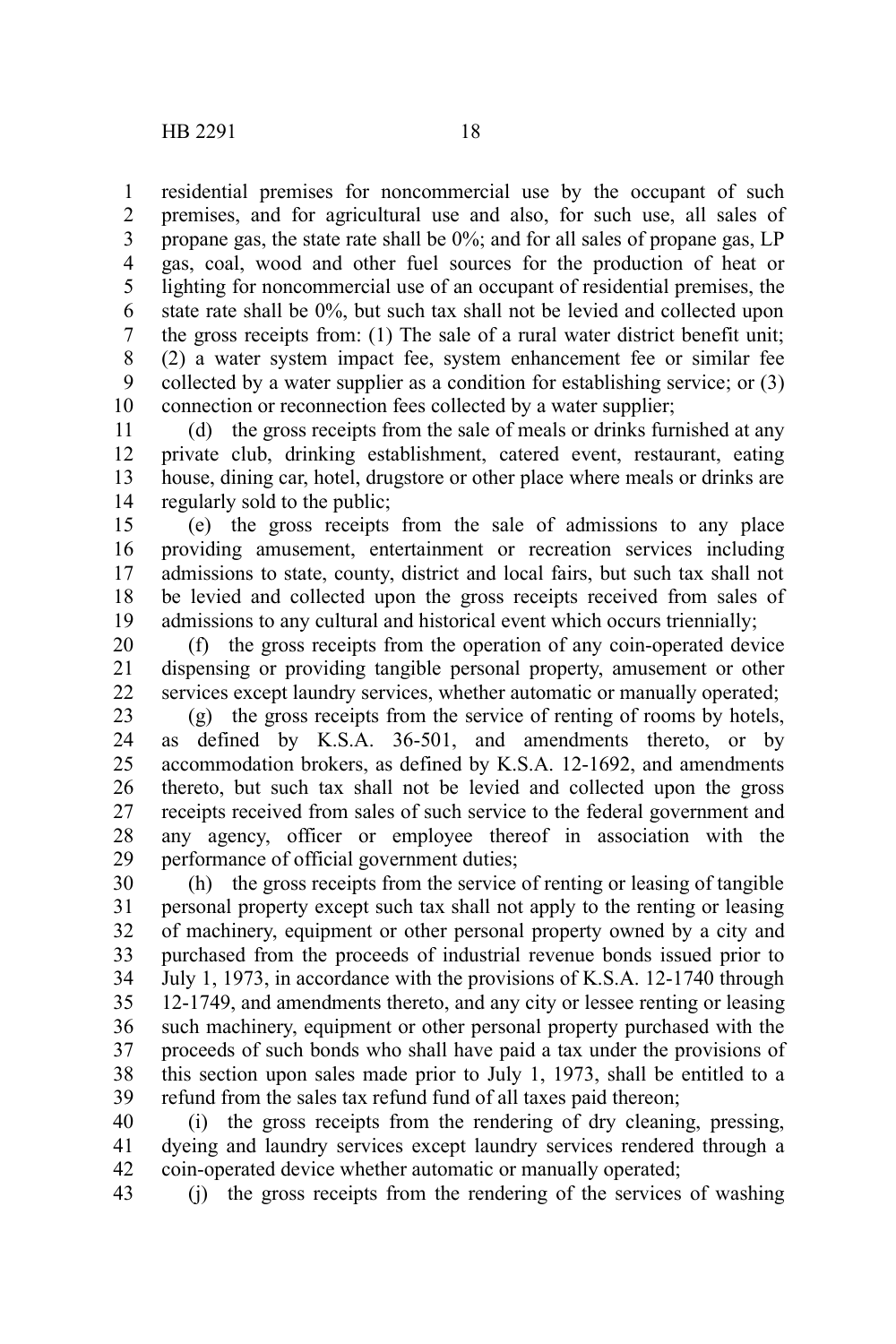residential premises for noncommercial use by the occupant of such premises, and for agricultural use and also, for such use, all sales of propane gas, the state rate shall be 0%; and for all sales of propane gas, LP gas, coal, wood and other fuel sources for the production of heat or lighting for noncommercial use of an occupant of residential premises, the state rate shall be 0%, but such tax shall not be levied and collected upon the gross receipts from: (1) The sale of a rural water district benefit unit; (2) a water system impact fee, system enhancement fee or similar fee collected by a water supplier as a condition for establishing service; or (3) connection or reconnection fees collected by a water supplier;

(d) the gross receipts from the sale of meals or drinks furnished at any private club, drinking establishment, catered event, restaurant, eating house, dining car, hotel, drugstore or other place where meals or drinks are regularly sold to the public;

(e) the gross receipts from the sale of admissions to any place providing amusement, entertainment or recreation services including admissions to state, county, district and local fairs, but such tax shall not be levied and collected upon the gross receipts received from sales of admissions to any cultural and historical event which occurs triennially;

(f) the gross receipts from the operation of any coin-operated device dispensing or providing tangible personal property, amusement or other services except laundry services, whether automatic or manually operated;

(g) the gross receipts from the service of renting of rooms by hotels, as defined by K.S.A. 36-501, and amendments thereto, or by accommodation brokers, as defined by K.S.A. 12-1692, and amendments thereto, but such tax shall not be levied and collected upon the gross receipts received from sales of such service to the federal government and any agency, officer or employee thereof in association with the performance of official government duties;

(h) the gross receipts from the service of renting or leasing of tangible personal property except such tax shall not apply to the renting or leasing of machinery, equipment or other personal property owned by a city and purchased from the proceeds of industrial revenue bonds issued prior to July 1, 1973, in accordance with the provisions of K.S.A. 12-1740 through 12-1749, and amendments thereto, and any city or lessee renting or leasing such machinery, equipment or other personal property purchased with the proceeds of such bonds who shall have paid a tax under the provisions of this section upon sales made prior to July 1, 1973, shall be entitled to a refund from the sales tax refund fund of all taxes paid thereon;

(i) the gross receipts from the rendering of dry cleaning, pressing, dyeing and laundry services except laundry services rendered through a coin-operated device whether automatic or manually operated;

(j) the gross receipts from the rendering of the services of washing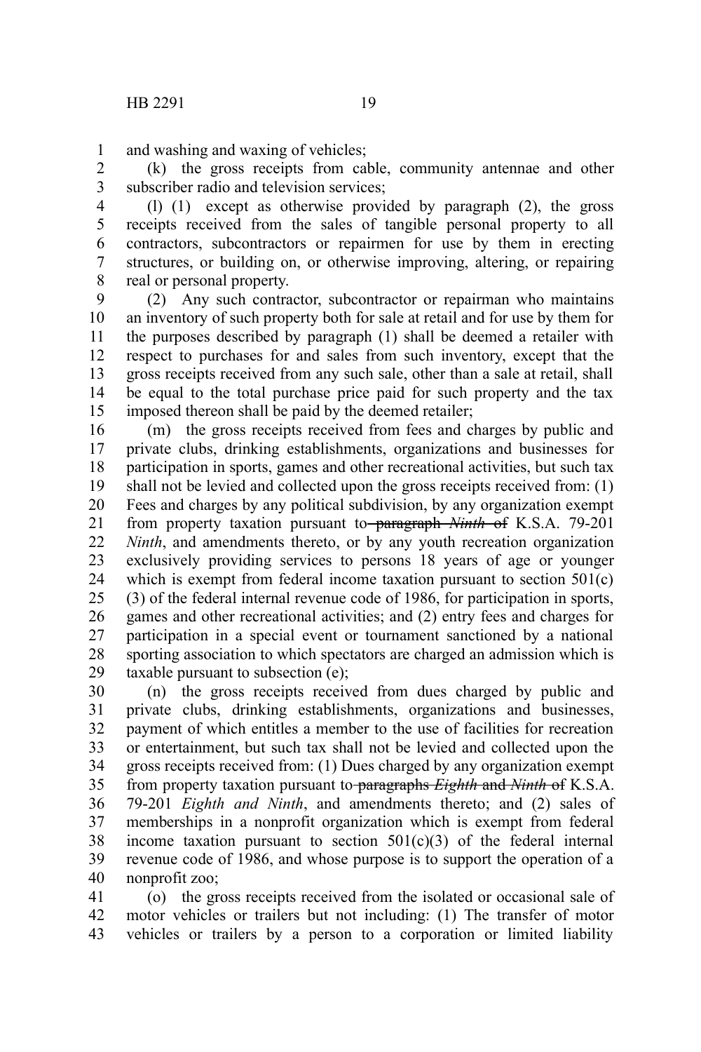and washing and waxing of vehicles;

(k) the gross receipts from cable, community antennae and other subscriber radio and television services;

(l) (1) except as otherwise provided by paragraph (2), the gross receipts received from the sales of tangible personal property to all contractors, subcontractors or repairmen for use by them in erecting structures, or building on, or otherwise improving, altering, or repairing real or personal property.

(2) Any such contractor, subcontractor or repairman who maintains an inventory of such property both for sale at retail and for use by them for the purposes described by paragraph (1) shall be deemed a retailer with respect to purchases for and sales from such inventory, except that the gross receipts received from any such sale, other than a sale at retail, shall be equal to the total purchase price paid for such property and the tax imposed thereon shall be paid by the deemed retailer;

(m) the gross receipts received from fees and charges by public and private clubs, drinking establishments, organizations and businesses for participation in sports, games and other recreational activities, but such tax shall not be levied and collected upon the gross receipts received from: (1) Fees and charges by any political subdivision, by any organization exempt from property taxation pursuant to ~~paragraph~~ ~~*Ninth*~~ ~~of~~ K.S.A. 79-201 *Ninth*, and amendments thereto, or by any youth recreation organization exclusively providing services to persons 18 years of age or younger which is exempt from federal income taxation pursuant to section 501(c)(3) of the federal internal revenue code of 1986, for participation in sports, games and other recreational activities; and (2) entry fees and charges for participation in a special event or tournament sanctioned by a national sporting association to which spectators are charged an admission which is taxable pursuant to subsection (e);

(n) the gross receipts received from dues charged by public and private clubs, drinking establishments, organizations and businesses, payment of which entitles a member to the use of facilities for recreation or entertainment, but such tax shall not be levied and collected upon the gross receipts received from: (1) Dues charged by any organization exempt from property taxation pursuant to ~~paragraphs~~ ~~*Eighth*~~ ~~and~~ ~~*Ninth*~~ ~~of~~ K.S.A. 79-201 *Eighth and Ninth*, and amendments thereto; and (2) sales of memberships in a nonprofit organization which is exempt from federal income taxation pursuant to section 501(c)(3) of the federal internal revenue code of 1986, and whose purpose is to support the operation of a nonprofit zoo;

(o) the gross receipts received from the isolated or occasional sale of motor vehicles or trailers but not including: (1) The transfer of motor vehicles or trailers by a person to a corporation or limited liability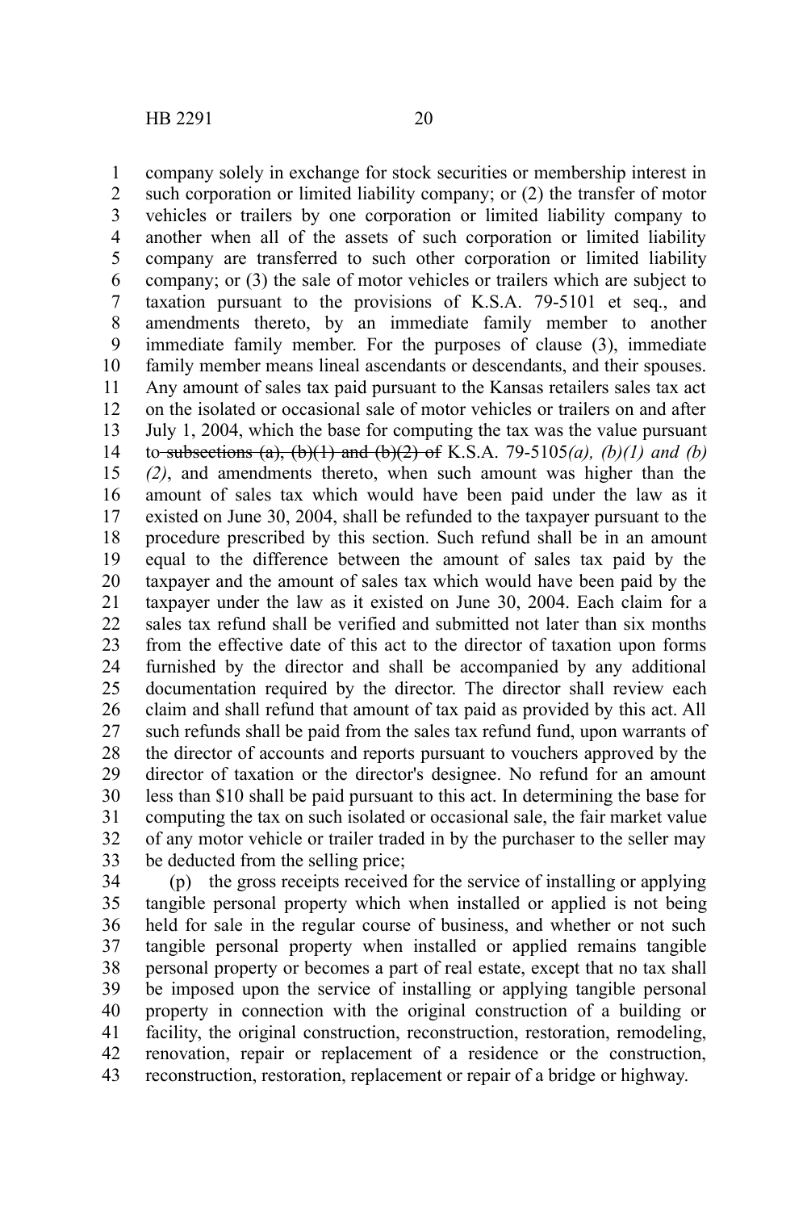company solely in exchange for stock securities or membership interest in such corporation or limited liability company; or (2) the transfer of motor vehicles or trailers by one corporation or limited liability company to another when all of the assets of such corporation or limited liability company are transferred to such other corporation or limited liability company; or (3) the sale of motor vehicles or trailers which are subject to taxation pursuant to the provisions of K.S.A. 79-5101 et seq., and amendments thereto, by an immediate family member to another immediate family member. For the purposes of clause (3), immediate family member means lineal ascendants or descendants, and their spouses. Any amount of sales tax paid pursuant to the Kansas retailers sales tax act on the isolated or occasional sale of motor vehicles or trailers on and after July 1, 2004, which the base for computing the tax was the value pursuant to ~~subsections (a), (b)(1) and (b)(2) of~~ K.S.A. 79-5105*(a), (b)(1) and (b)(2)*, and amendments thereto, when such amount was higher than the amount of sales tax which would have been paid under the law as it existed on June 30, 2004, shall be refunded to the taxpayer pursuant to the procedure prescribed by this section. Such refund shall be in an amount equal to the difference between the amount of sales tax paid by the taxpayer and the amount of sales tax which would have been paid by the taxpayer under the law as it existed on June 30, 2004. Each claim for a sales tax refund shall be verified and submitted not later than six months from the effective date of this act to the director of taxation upon forms furnished by the director and shall be accompanied by any additional documentation required by the director. The director shall review each claim and shall refund that amount of tax paid as provided by this act. All such refunds shall be paid from the sales tax refund fund, upon warrants of the director of accounts and reports pursuant to vouchers approved by the director of taxation or the director's designee. No refund for an amount less than $10 shall be paid pursuant to this act. In determining the base for computing the tax on such isolated or occasional sale, the fair market value of any motor vehicle or trailer traded in by the purchaser to the seller may be deducted from the selling price;

(p) the gross receipts received for the service of installing or applying tangible personal property which when installed or applied is not being held for sale in the regular course of business, and whether or not such tangible personal property when installed or applied remains tangible personal property or becomes a part of real estate, except that no tax shall be imposed upon the service of installing or applying tangible personal property in connection with the original construction of a building or facility, the original construction, reconstruction, restoration, remodeling, renovation, repair or replacement of a residence or the construction, reconstruction, restoration, replacement or repair of a bridge or highway.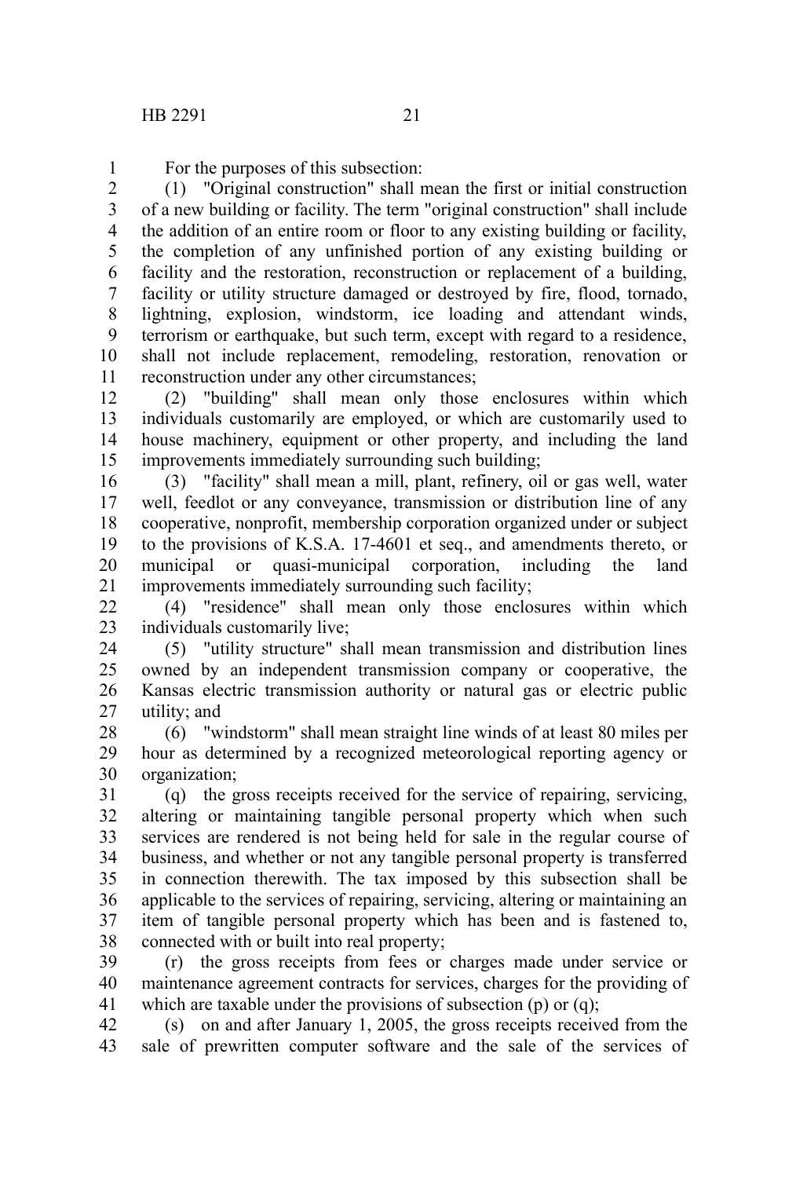For the purposes of this subsection:

(1) "Original construction" shall mean the first or initial construction of a new building or facility. The term "original construction" shall include the addition of an entire room or floor to any existing building or facility, the completion of any unfinished portion of any existing building or facility and the restoration, reconstruction or replacement of a building, facility or utility structure damaged or destroyed by fire, flood, tornado, lightning, explosion, windstorm, ice loading and attendant winds, terrorism or earthquake, but such term, except with regard to a residence, shall not include replacement, remodeling, restoration, renovation or reconstruction under any other circumstances;

(2) "building" shall mean only those enclosures within which individuals customarily are employed, or which are customarily used to house machinery, equipment or other property, and including the land improvements immediately surrounding such building;

(3) "facility" shall mean a mill, plant, refinery, oil or gas well, water well, feedlot or any conveyance, transmission or distribution line of any cooperative, nonprofit, membership corporation organized under or subject to the provisions of K.S.A. 17-4601 et seq., and amendments thereto, or municipal or quasi-municipal corporation, including the land improvements immediately surrounding such facility;

(4) "residence" shall mean only those enclosures within which individuals customarily live;

(5) "utility structure" shall mean transmission and distribution lines owned by an independent transmission company or cooperative, the Kansas electric transmission authority or natural gas or electric public utility; and

(6) "windstorm" shall mean straight line winds of at least 80 miles per hour as determined by a recognized meteorological reporting agency or organization;

(q) the gross receipts received for the service of repairing, servicing, altering or maintaining tangible personal property which when such services are rendered is not being held for sale in the regular course of business, and whether or not any tangible personal property is transferred in connection therewith. The tax imposed by this subsection shall be applicable to the services of repairing, servicing, altering or maintaining an item of tangible personal property which has been and is fastened to, connected with or built into real property;

(r) the gross receipts from fees or charges made under service or maintenance agreement contracts for services, charges for the providing of which are taxable under the provisions of subsection (p) or (q);

(s) on and after January 1, 2005, the gross receipts received from the sale of prewritten computer software and the sale of the services of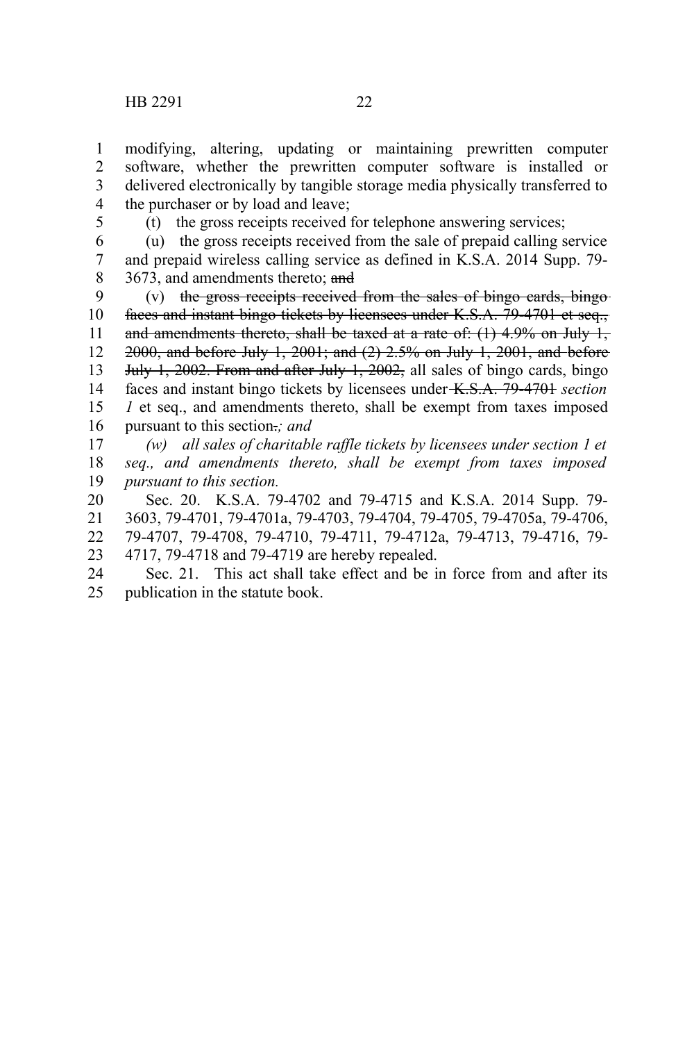modifying, altering, updating or maintaining prewritten computer software, whether the prewritten computer software is installed or delivered electronically by tangible storage media physically transferred to the purchaser or by load and leave;

(t) the gross receipts received for telephone answering services;

(u) the gross receipts received from the sale of prepaid calling service and prepaid wireless calling service as defined in K.S.A. 2014 Supp. 79-3673, and amendments thereto; ~~and~~

(v) ~~the gross receipts received from the sales of bingo cards, bingo faces and instant bingo tickets by licensees under K.S.A. 79-4701 et seq., and amendments thereto, shall be taxed at a rate of: (1) 4.9% on July 1, 2000, and before July 1, 2001; and (2) 2.5% on July 1, 2001, and before July 1, 2002. From and after July 1, 2002,~~ all sales of bingo cards, bingo faces and instant bingo tickets by licensees under ~~K.S.A. 79-4701~~ *section 1* et seq., and amendments thereto, shall be exempt from taxes imposed pursuant to this section~~.~~*; and*

*(w) all sales of charitable raffle tickets by licensees under section 1 et seq., and amendments thereto, shall be exempt from taxes imposed pursuant to this section.*

Sec. 20. K.S.A. 79-4702 and 79-4715 and K.S.A. 2014 Supp. 79-3603, 79-4701, 79-4701a, 79-4703, 79-4704, 79-4705, 79-4705a, 79-4706, 79-4707, 79-4708, 79-4710, 79-4711, 79-4712a, 79-4713, 79-4716, 79-4717, 79-4718 and 79-4719 are hereby repealed.

Sec. 21. This act shall take effect and be in force from and after its publication in the statute book.